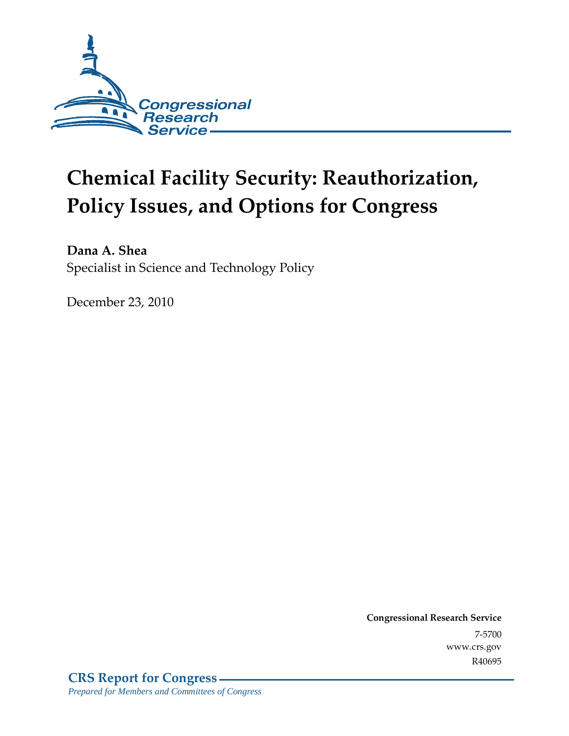Congressional Research Service

# Chemical Facility Security: Reauthorization, Policy Issues, and Options for Congress

**Dana A. Shea**
Specialist in Science and Technology Policy

December 23, 2010

**Congressional Research Service**
7-5700
www.crs.gov
R40695

**CRS Report for Congress**
*Prepared for Members and Committees of Congress*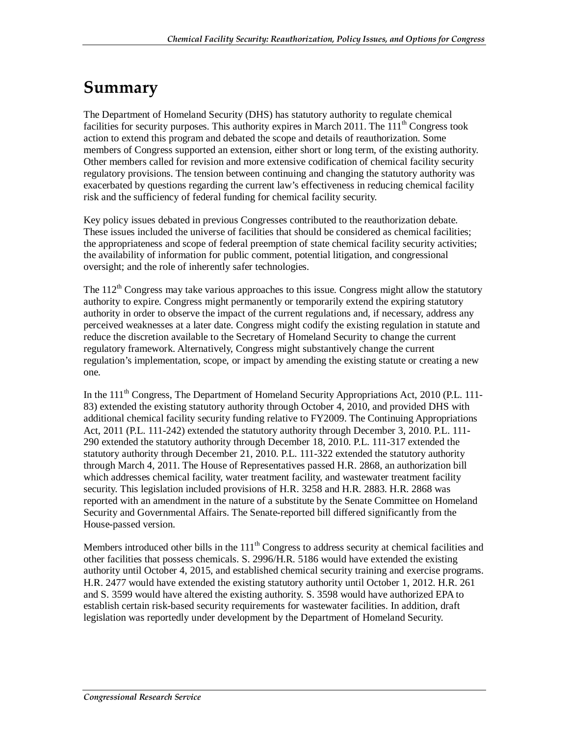# Summary

The Department of Homeland Security (DHS) has statutory authority to regulate chemical facilities for security purposes. This authority expires in March 2011. The 111th Congress took action to extend this program and debated the scope and details of reauthorization. Some members of Congress supported an extension, either short or long term, of the existing authority. Other members called for revision and more extensive codification of chemical facility security regulatory provisions. The tension between continuing and changing the statutory authority was exacerbated by questions regarding the current law's effectiveness in reducing chemical facility risk and the sufficiency of federal funding for chemical facility security.

Key policy issues debated in previous Congresses contributed to the reauthorization debate. These issues included the universe of facilities that should be considered as chemical facilities; the appropriateness and scope of federal preemption of state chemical facility security activities; the availability of information for public comment, potential litigation, and congressional oversight; and the role of inherently safer technologies.

The 112th Congress may take various approaches to this issue. Congress might allow the statutory authority to expire. Congress might permanently or temporarily extend the expiring statutory authority in order to observe the impact of the current regulations and, if necessary, address any perceived weaknesses at a later date. Congress might codify the existing regulation in statute and reduce the discretion available to the Secretary of Homeland Security to change the current regulatory framework. Alternatively, Congress might substantively change the current regulation's implementation, scope, or impact by amending the existing statute or creating a new one.

In the 111th Congress, The Department of Homeland Security Appropriations Act, 2010 (P.L. 111-83) extended the existing statutory authority through October 4, 2010, and provided DHS with additional chemical facility security funding relative to FY2009. The Continuing Appropriations Act, 2011 (P.L. 111-242) extended the statutory authority through December 3, 2010. P.L. 111-290 extended the statutory authority through December 18, 2010. P.L. 111-317 extended the statutory authority through December 21, 2010. P.L. 111-322 extended the statutory authority through March 4, 2011. The House of Representatives passed H.R. 2868, an authorization bill which addresses chemical facility, water treatment facility, and wastewater treatment facility security. This legislation included provisions of H.R. 3258 and H.R. 2883. H.R. 2868 was reported with an amendment in the nature of a substitute by the Senate Committee on Homeland Security and Governmental Affairs. The Senate-reported bill differed significantly from the House-passed version.

Members introduced other bills in the 111th Congress to address security at chemical facilities and other facilities that possess chemicals. S. 2996/H.R. 5186 would have extended the existing authority until October 4, 2015, and established chemical security training and exercise programs. H.R. 2477 would have extended the existing statutory authority until October 1, 2012. H.R. 261 and S. 3599 would have altered the existing authority. S. 3598 would have authorized EPA to establish certain risk-based security requirements for wastewater facilities. In addition, draft legislation was reportedly under development by the Department of Homeland Security.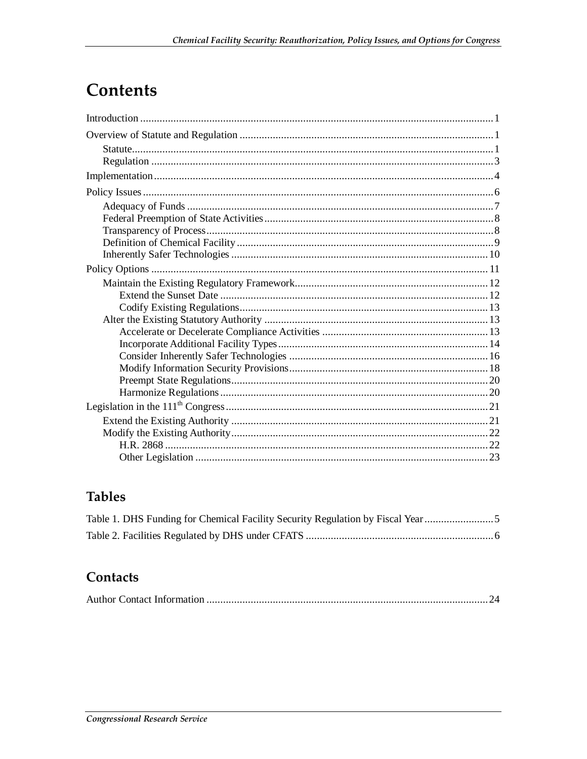# Contents

Introduction ........................................................................................................................ 1

Overview of Statute and Regulation ........................................................................................ 1

- Statute........................................................................................................................ 1
- Regulation ................................................................................................................. 3

Implementation......................................................................................................................... 4

Policy Issues .............................................................................................................................. 6

- Adequacy of Funds ....................................................................................................... 7
- Federal Preemption of State Activities........................................................................ 8
- Transparency of Process.............................................................................................. 8
- Definition of Chemical Facility.................................................................................... 9
- Inherently Safer Technologies ................................................................................... 10

Policy Options ......................................................................................................................... 11

- Maintain the Existing Regulatory Framework............................................................ 12
  - Extend the Sunset Date ......................................................................................... 12
  - Codify Existing Regulations.................................................................................. 13
- Alter the Existing Statutory Authority ........................................................................ 13
  - Accelerate or Decelerate Compliance Activities .................................................... 13
  - Incorporate Additional Facility Types.................................................................... 14
  - Consider Inherently Safer Technologies ............................................................... 16
  - Modify Information Security Provisions............................................................... 18
  - Preempt State Regulations..................................................................................... 20
  - Harmonize Regulations......................................................................................... 20

Legislation in the 111th Congress ............................................................................................. 21

- Extend the Existing Authority .................................................................................... 21
- Modify the Existing Authority.................................................................................... 22
  - H.R. 2868 ............................................................................................................. 22
  - Other Legislation ................................................................................................. 23

## Tables

Table 1. DHS Funding for Chemical Facility Security Regulation by Fiscal Year......................... 5

Table 2. Facilities Regulated by DHS under CFATS .................................................................... 6

## Contacts

Author Contact Information ...................................................................................................... 24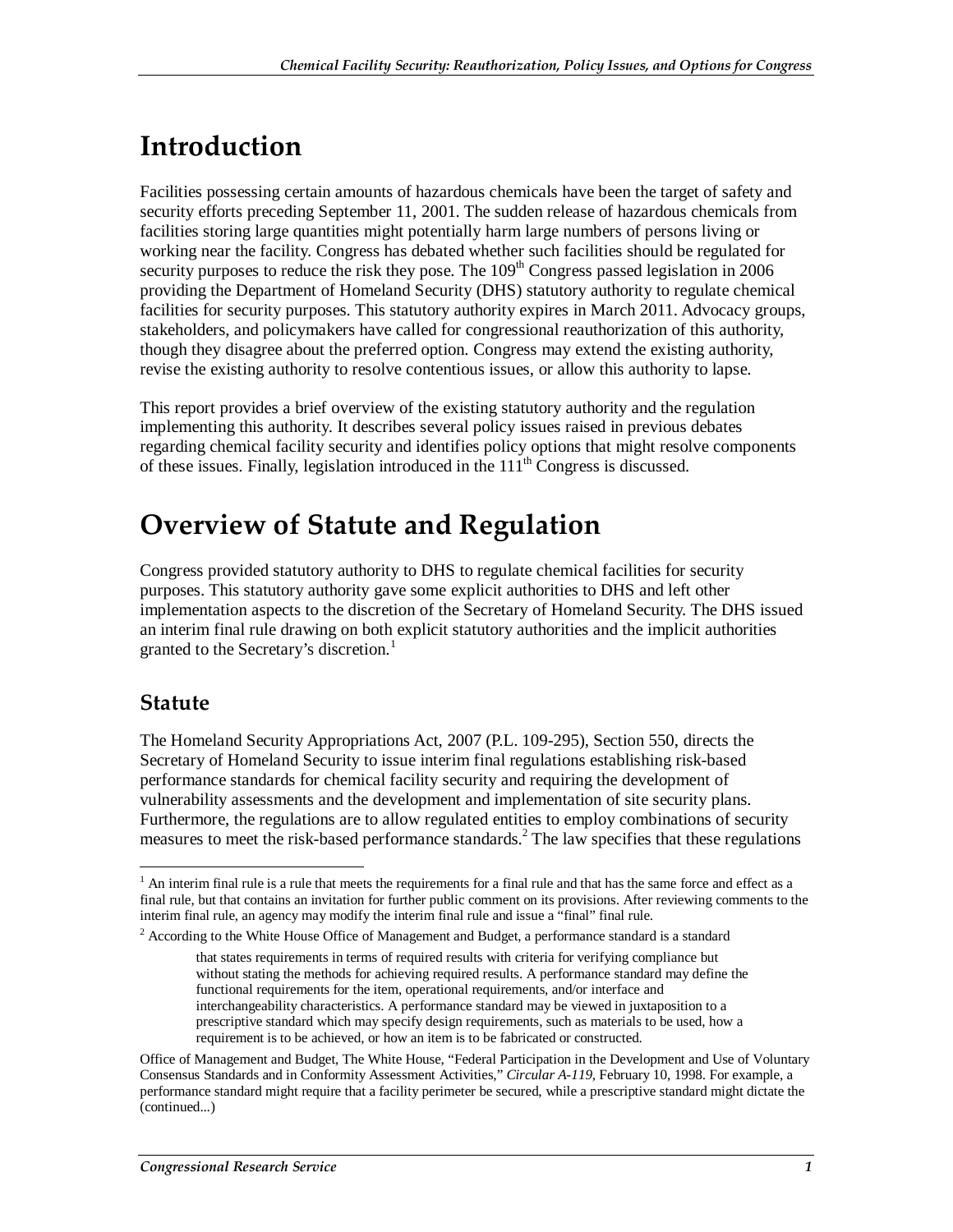# Introduction

Facilities possessing certain amounts of hazardous chemicals have been the target of safety and security efforts preceding September 11, 2001. The sudden release of hazardous chemicals from facilities storing large quantities might potentially harm large numbers of persons living or working near the facility. Congress has debated whether such facilities should be regulated for security purposes to reduce the risk they pose. The 109th Congress passed legislation in 2006 providing the Department of Homeland Security (DHS) statutory authority to regulate chemical facilities for security purposes. This statutory authority expires in March 2011. Advocacy groups, stakeholders, and policymakers have called for congressional reauthorization of this authority, though they disagree about the preferred option. Congress may extend the existing authority, revise the existing authority to resolve contentious issues, or allow this authority to lapse.

This report provides a brief overview of the existing statutory authority and the regulation implementing this authority. It describes several policy issues raised in previous debates regarding chemical facility security and identifies policy options that might resolve components of these issues. Finally, legislation introduced in the 111th Congress is discussed.

# Overview of Statute and Regulation

Congress provided statutory authority to DHS to regulate chemical facilities for security purposes. This statutory authority gave some explicit authorities to DHS and left other implementation aspects to the discretion of the Secretary of Homeland Security. The DHS issued an interim final rule drawing on both explicit statutory authorities and the implicit authorities granted to the Secretary's discretion.[1]

## Statute

The Homeland Security Appropriations Act, 2007 (P.L. 109-295), Section 550, directs the Secretary of Homeland Security to issue interim final regulations establishing risk-based performance standards for chemical facility security and requiring the development of vulnerability assessments and the development and implementation of site security plans. Furthermore, the regulations are to allow regulated entities to employ combinations of security measures to meet the risk-based performance standards.[2] The law specifies that these regulations

---

[1] An interim final rule is a rule that meets the requirements for a final rule and that has the same force and effect as a final rule, but that contains an invitation for further public comment on its provisions. After reviewing comments to the interim final rule, an agency may modify the interim final rule and issue a "final" final rule.

[2] According to the White House Office of Management and Budget, a performance standard is a standard

> that states requirements in terms of required results with criteria for verifying compliance but without stating the methods for achieving required results. A performance standard may define the functional requirements for the item, operational requirements, and/or interface and interchangeability characteristics. A performance standard may be viewed in juxtaposition to a prescriptive standard which may specify design requirements, such as materials to be used, how a requirement is to be achieved, or how an item is to be fabricated or constructed.

Office of Management and Budget, The White House, "Federal Participation in the Development and Use of Voluntary Consensus Standards and in Conformity Assessment Activities," *Circular A-119*, February 10, 1998. For example, a performance standard might require that a facility perimeter be secured, while a prescriptive standard might dictate the (continued...)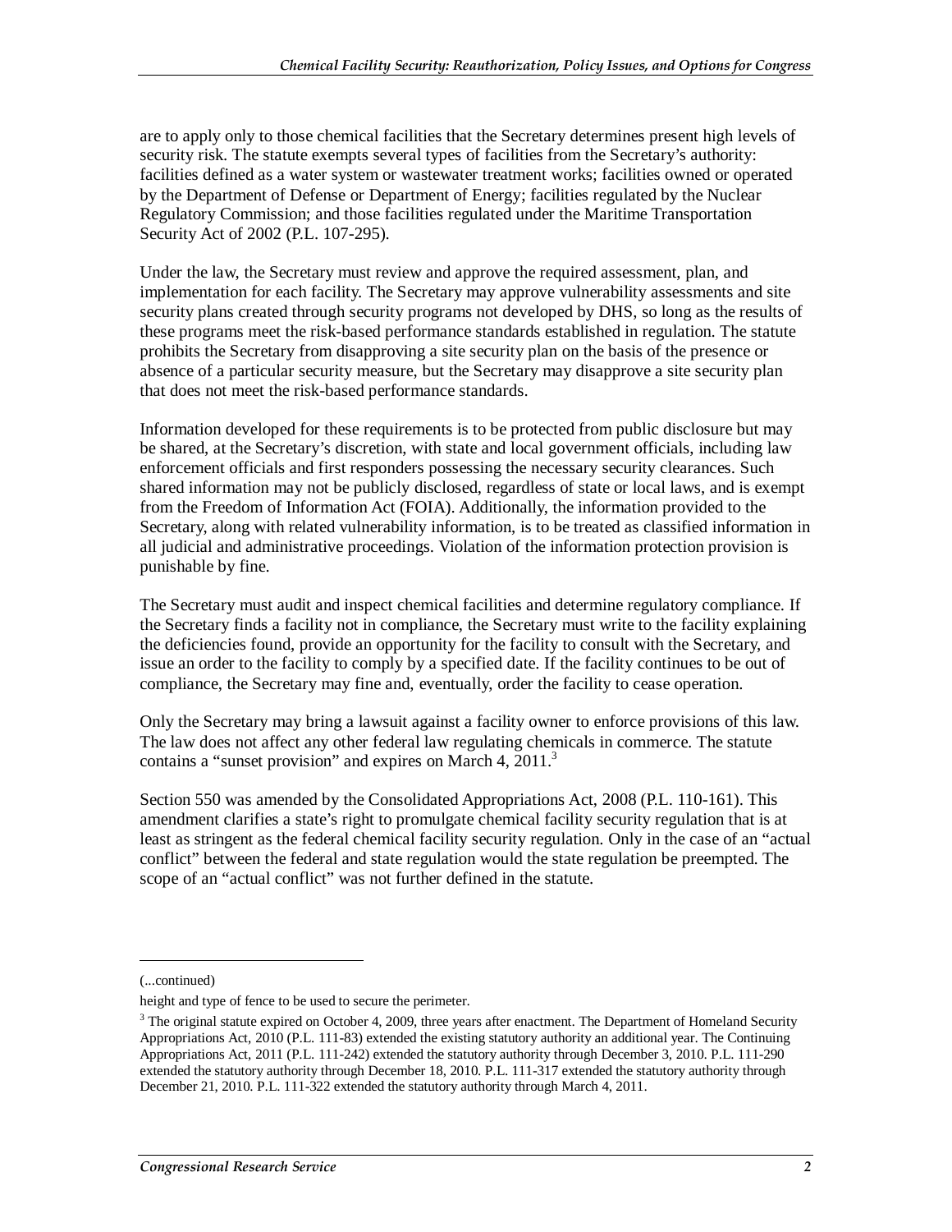are to apply only to those chemical facilities that the Secretary determines present high levels of security risk. The statute exempts several types of facilities from the Secretary's authority: facilities defined as a water system or wastewater treatment works; facilities owned or operated by the Department of Defense or Department of Energy; facilities regulated by the Nuclear Regulatory Commission; and those facilities regulated under the Maritime Transportation Security Act of 2002 (P.L. 107-295).

Under the law, the Secretary must review and approve the required assessment, plan, and implementation for each facility. The Secretary may approve vulnerability assessments and site security plans created through security programs not developed by DHS, so long as the results of these programs meet the risk-based performance standards established in regulation. The statute prohibits the Secretary from disapproving a site security plan on the basis of the presence or absence of a particular security measure, but the Secretary may disapprove a site security plan that does not meet the risk-based performance standards.

Information developed for these requirements is to be protected from public disclosure but may be shared, at the Secretary's discretion, with state and local government officials, including law enforcement officials and first responders possessing the necessary security clearances. Such shared information may not be publicly disclosed, regardless of state or local laws, and is exempt from the Freedom of Information Act (FOIA). Additionally, the information provided to the Secretary, along with related vulnerability information, is to be treated as classified information in all judicial and administrative proceedings. Violation of the information protection provision is punishable by fine.

The Secretary must audit and inspect chemical facilities and determine regulatory compliance. If the Secretary finds a facility not in compliance, the Secretary must write to the facility explaining the deficiencies found, provide an opportunity for the facility to consult with the Secretary, and issue an order to the facility to comply by a specified date. If the facility continues to be out of compliance, the Secretary may fine and, eventually, order the facility to cease operation.

Only the Secretary may bring a lawsuit against a facility owner to enforce provisions of this law. The law does not affect any other federal law regulating chemicals in commerce. The statute contains a "sunset provision" and expires on March 4, 2011.[3]

Section 550 was amended by the Consolidated Appropriations Act, 2008 (P.L. 110-161). This amendment clarifies a state's right to promulgate chemical facility security regulation that is at least as stringent as the federal chemical facility security regulation. Only in the case of an "actual conflict" between the federal and state regulation would the state regulation be preempted. The scope of an "actual conflict" was not further defined in the statute.

---

(...continued)

height and type of fence to be used to secure the perimeter.

[3] The original statute expired on October 4, 2009, three years after enactment. The Department of Homeland Security Appropriations Act, 2010 (P.L. 111-83) extended the existing statutory authority an additional year. The Continuing Appropriations Act, 2011 (P.L. 111-242) extended the statutory authority through December 3, 2010. P.L. 111-290 extended the statutory authority through December 18, 2010. P.L. 111-317 extended the statutory authority through December 21, 2010. P.L. 111-322 extended the statutory authority through March 4, 2011.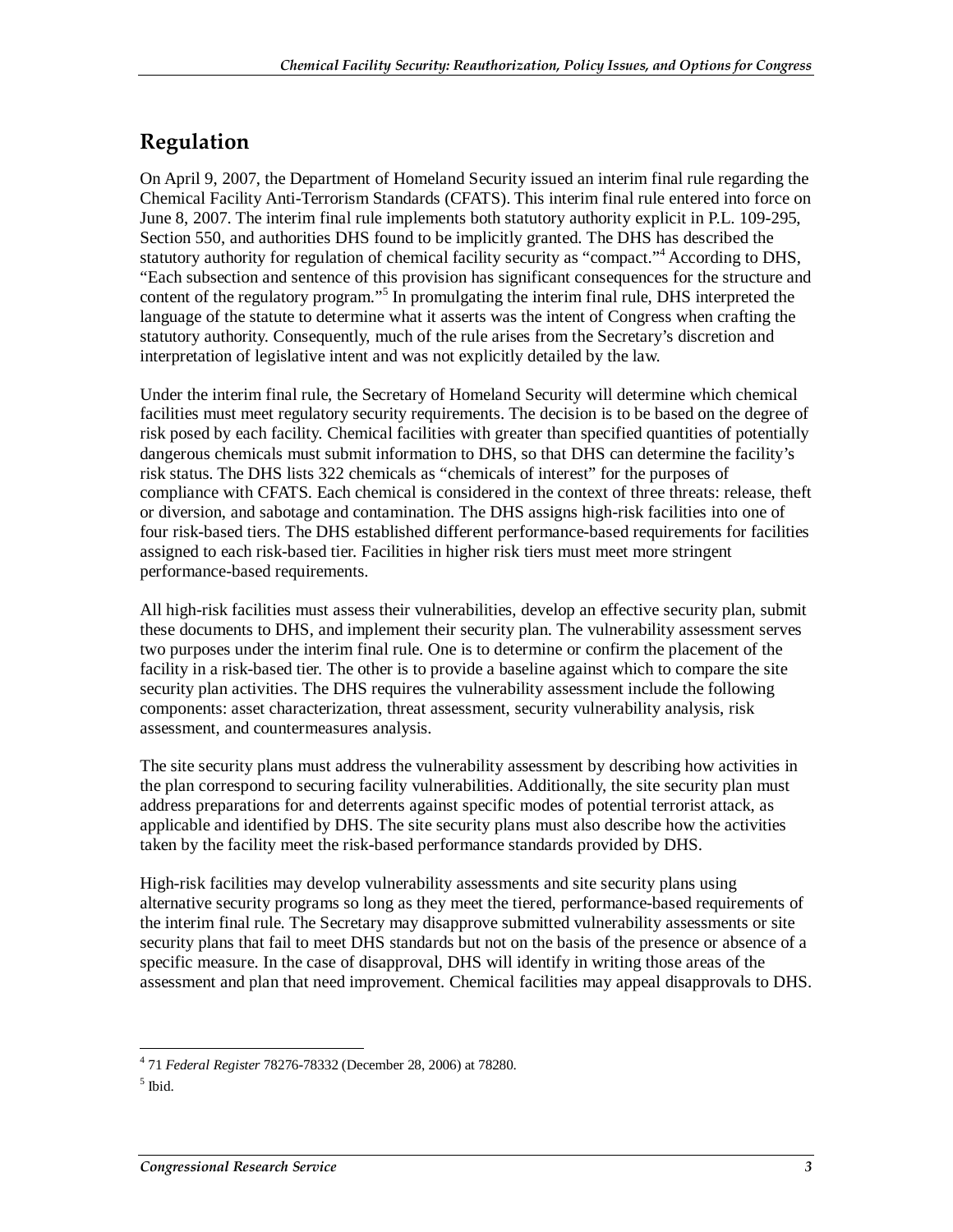## Regulation

On April 9, 2007, the Department of Homeland Security issued an interim final rule regarding the Chemical Facility Anti-Terrorism Standards (CFATS). This interim final rule entered into force on June 8, 2007. The interim final rule implements both statutory authority explicit in P.L. 109-295, Section 550, and authorities DHS found to be implicitly granted. The DHS has described the statutory authority for regulation of chemical facility security as "compact."[4] According to DHS, "Each subsection and sentence of this provision has significant consequences for the structure and content of the regulatory program."[5] In promulgating the interim final rule, DHS interpreted the language of the statute to determine what it asserts was the intent of Congress when crafting the statutory authority. Consequently, much of the rule arises from the Secretary's discretion and interpretation of legislative intent and was not explicitly detailed by the law.

Under the interim final rule, the Secretary of Homeland Security will determine which chemical facilities must meet regulatory security requirements. The decision is to be based on the degree of risk posed by each facility. Chemical facilities with greater than specified quantities of potentially dangerous chemicals must submit information to DHS, so that DHS can determine the facility's risk status. The DHS lists 322 chemicals as "chemicals of interest" for the purposes of compliance with CFATS. Each chemical is considered in the context of three threats: release, theft or diversion, and sabotage and contamination. The DHS assigns high-risk facilities into one of four risk-based tiers. The DHS established different performance-based requirements for facilities assigned to each risk-based tier. Facilities in higher risk tiers must meet more stringent performance-based requirements.

All high-risk facilities must assess their vulnerabilities, develop an effective security plan, submit these documents to DHS, and implement their security plan. The vulnerability assessment serves two purposes under the interim final rule. One is to determine or confirm the placement of the facility in a risk-based tier. The other is to provide a baseline against which to compare the site security plan activities. The DHS requires the vulnerability assessment include the following components: asset characterization, threat assessment, security vulnerability analysis, risk assessment, and countermeasures analysis.

The site security plans must address the vulnerability assessment by describing how activities in the plan correspond to securing facility vulnerabilities. Additionally, the site security plan must address preparations for and deterrents against specific modes of potential terrorist attack, as applicable and identified by DHS. The site security plans must also describe how the activities taken by the facility meet the risk-based performance standards provided by DHS.

High-risk facilities may develop vulnerability assessments and site security plans using alternative security programs so long as they meet the tiered, performance-based requirements of the interim final rule. The Secretary may disapprove submitted vulnerability assessments or site security plans that fail to meet DHS standards but not on the basis of the presence or absence of a specific measure. In the case of disapproval, DHS will identify in writing those areas of the assessment and plan that need improvement. Chemical facilities may appeal disapprovals to DHS.

---

[4] 71 *Federal Register* 78276-78332 (December 28, 2006) at 78280.

[5] Ibid.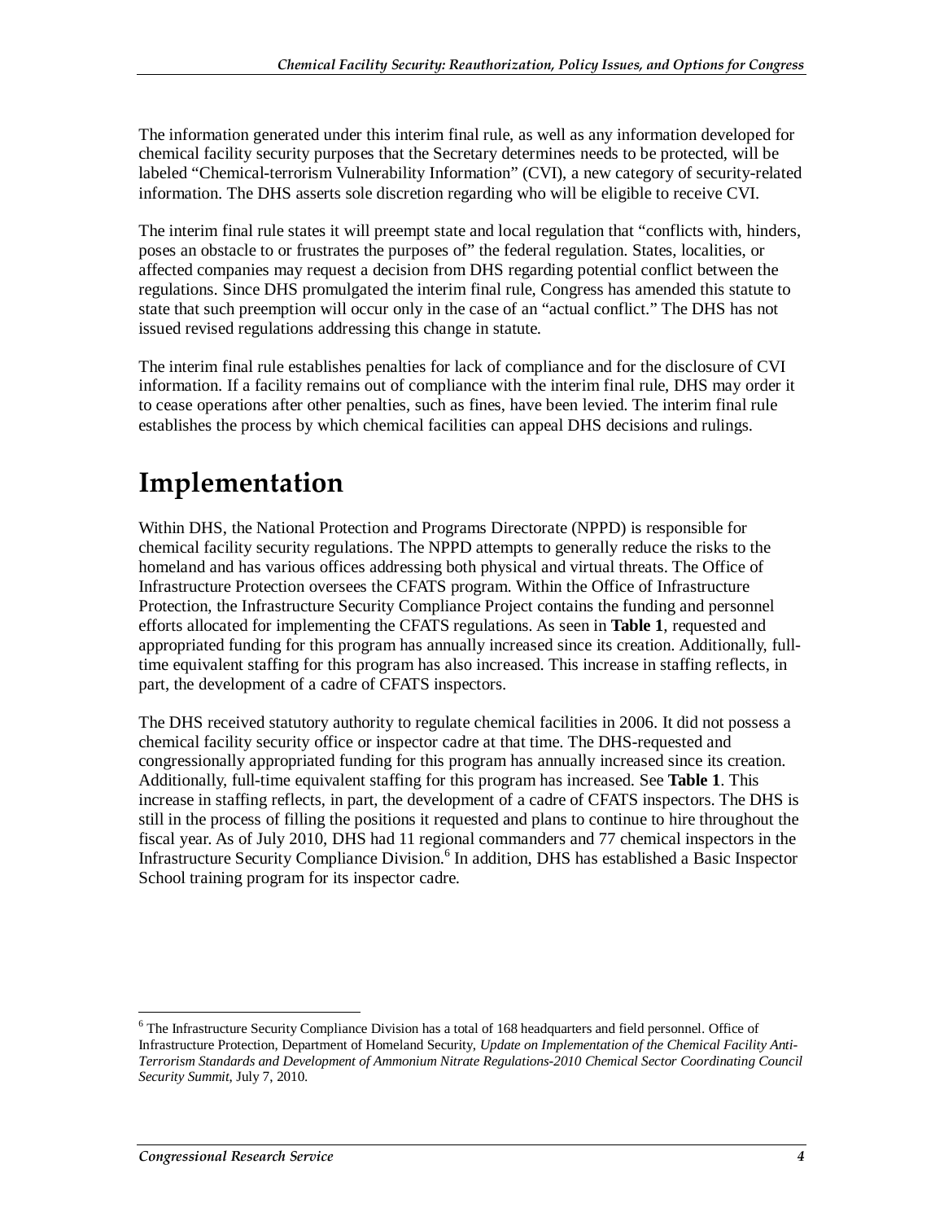The information generated under this interim final rule, as well as any information developed for chemical facility security purposes that the Secretary determines needs to be protected, will be labeled "Chemical-terrorism Vulnerability Information" (CVI), a new category of security-related information. The DHS asserts sole discretion regarding who will be eligible to receive CVI.

The interim final rule states it will preempt state and local regulation that "conflicts with, hinders, poses an obstacle to or frustrates the purposes of" the federal regulation. States, localities, or affected companies may request a decision from DHS regarding potential conflict between the regulations. Since DHS promulgated the interim final rule, Congress has amended this statute to state that such preemption will occur only in the case of an "actual conflict." The DHS has not issued revised regulations addressing this change in statute.

The interim final rule establishes penalties for lack of compliance and for the disclosure of CVI information. If a facility remains out of compliance with the interim final rule, DHS may order it to cease operations after other penalties, such as fines, have been levied. The interim final rule establishes the process by which chemical facilities can appeal DHS decisions and rulings.

# Implementation

Within DHS, the National Protection and Programs Directorate (NPPD) is responsible for chemical facility security regulations. The NPPD attempts to generally reduce the risks to the homeland and has various offices addressing both physical and virtual threats. The Office of Infrastructure Protection oversees the CFATS program. Within the Office of Infrastructure Protection, the Infrastructure Security Compliance Project contains the funding and personnel efforts allocated for implementing the CFATS regulations. As seen in **Table 1**, requested and appropriated funding for this program has annually increased since its creation. Additionally, full-time equivalent staffing for this program has also increased. This increase in staffing reflects, in part, the development of a cadre of CFATS inspectors.

The DHS received statutory authority to regulate chemical facilities in 2006. It did not possess a chemical facility security office or inspector cadre at that time. The DHS-requested and congressionally appropriated funding for this program has annually increased since its creation. Additionally, full-time equivalent staffing for this program has increased. See **Table 1**. This increase in staffing reflects, in part, the development of a cadre of CFATS inspectors. The DHS is still in the process of filling the positions it requested and plans to continue to hire throughout the fiscal year. As of July 2010, DHS had 11 regional commanders and 77 chemical inspectors in the Infrastructure Security Compliance Division.[6] In addition, DHS has established a Basic Inspector School training program for its inspector cadre.

---

[6] The Infrastructure Security Compliance Division has a total of 168 headquarters and field personnel. Office of Infrastructure Protection, Department of Homeland Security, *Update on Implementation of the Chemical Facility Anti-Terrorism Standards and Development of Ammonium Nitrate Regulations-2010 Chemical Sector Coordinating Council Security Summit*, July 7, 2010.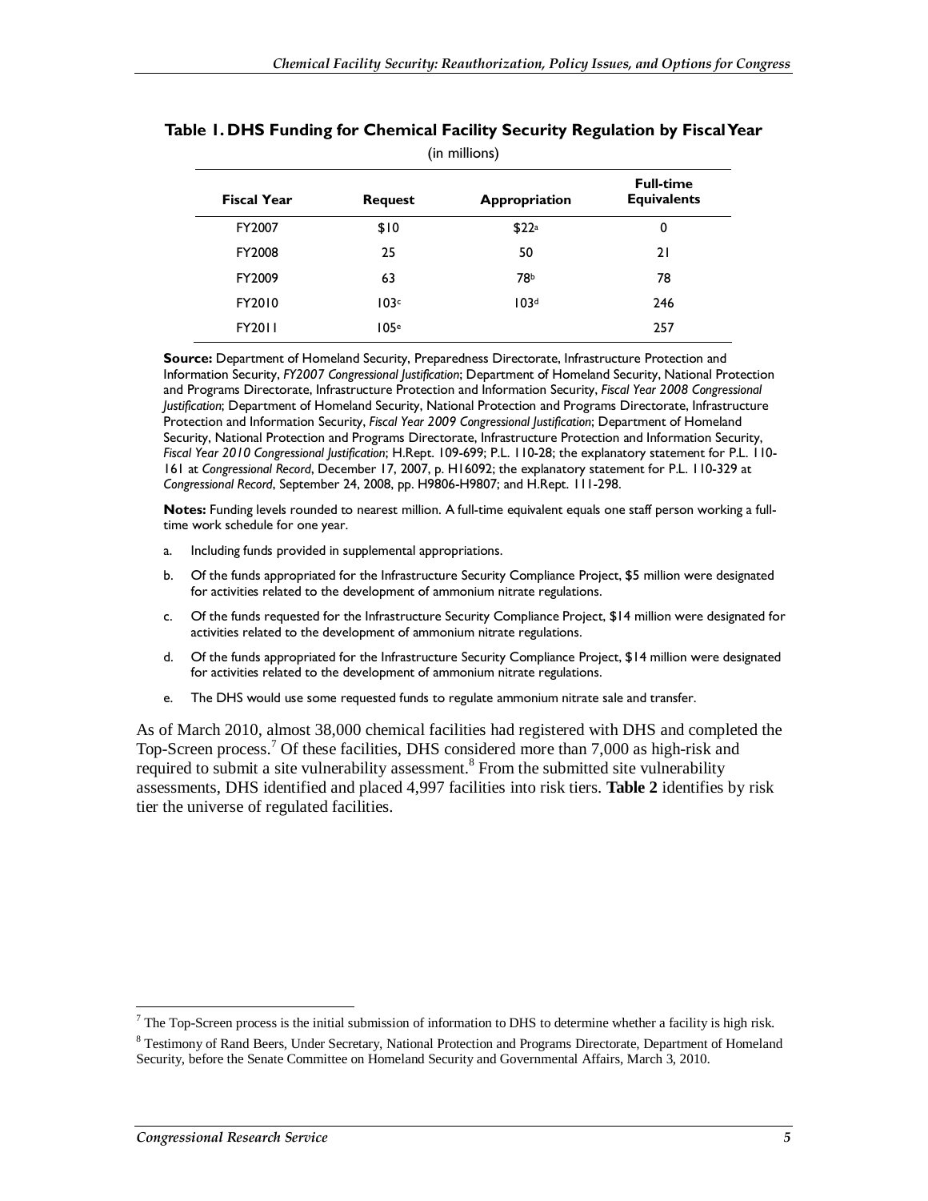**Table 1. DHS Funding for Chemical Facility Security Regulation by Fiscal Year**

(in millions)

| Fiscal Year | Request | Appropriation | Full-time Equivalents |
|---|---|---|---|
| FY2007 | $10 | $22[a] | 0 |
| FY2008 | 25 | 50 | 21 |
| FY2009 | 63 | 78[b] | 78 |
| FY2010 | 103[c] | 103[d] | 246 |
| FY2011 | 105[e] | | 257 |

**Source:** Department of Homeland Security, Preparedness Directorate, Infrastructure Protection and Information Security, *FY2007 Congressional Justification*; Department of Homeland Security, National Protection and Programs Directorate, Infrastructure Protection and Information Security, *Fiscal Year 2008 Congressional Justification*; Department of Homeland Security, National Protection and Programs Directorate, Infrastructure Protection and Information Security, *Fiscal Year 2009 Congressional Justification*; Department of Homeland Security, National Protection and Programs Directorate, Infrastructure Protection and Information Security, *Fiscal Year 2010 Congressional Justification*; H.Rept. 109-699; P.L. 110-28; the explanatory statement for P.L. 110-161 at *Congressional Record*, December 17, 2007, p. H16092; the explanatory statement for P.L. 110-329 at *Congressional Record*, September 24, 2008, pp. H9806-H9807; and H.Rept. 111-298.

**Notes:** Funding levels rounded to nearest million. A full-time equivalent equals one staff person working a full-time work schedule for one year.

a. Including funds provided in supplemental appropriations.

b. Of the funds appropriated for the Infrastructure Security Compliance Project, $5 million were designated for activities related to the development of ammonium nitrate regulations.

c. Of the funds requested for the Infrastructure Security Compliance Project, $14 million were designated for activities related to the development of ammonium nitrate regulations.

d. Of the funds appropriated for the Infrastructure Security Compliance Project, $14 million were designated for activities related to the development of ammonium nitrate regulations.

e. The DHS would use some requested funds to regulate ammonium nitrate sale and transfer.

As of March 2010, almost 38,000 chemical facilities had registered with DHS and completed the Top-Screen process.[7] Of these facilities, DHS considered more than 7,000 as high-risk and required to submit a site vulnerability assessment.[8] From the submitted site vulnerability assessments, DHS identified and placed 4,997 facilities into risk tiers. **Table 2** identifies by risk tier the universe of regulated facilities.

[7] The Top-Screen process is the initial submission of information to DHS to determine whether a facility is high risk.

[8] Testimony of Rand Beers, Under Secretary, National Protection and Programs Directorate, Department of Homeland Security, before the Senate Committee on Homeland Security and Governmental Affairs, March 3, 2010.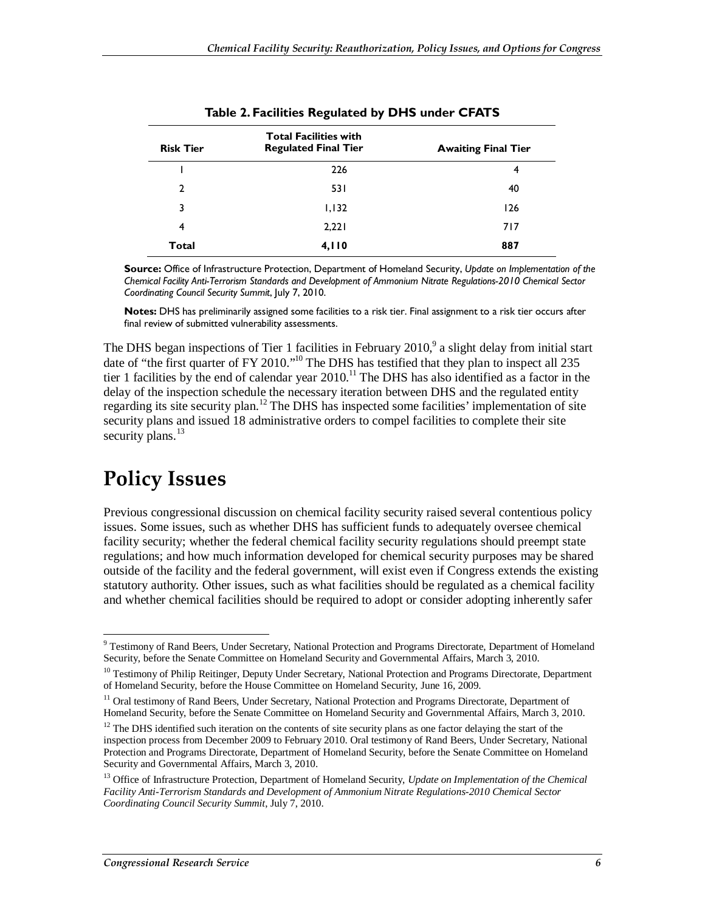**Table 2. Facilities Regulated by DHS under CFATS**

| Risk Tier | Total Facilities with Regulated Final Tier | Awaiting Final Tier |
| --- | --- | --- |
| 1 | 226 | 4 |
| 2 | 531 | 40 |
| 3 | 1,132 | 126 |
| 4 | 2,221 | 717 |
| **Total** | **4,110** | **887** |

**Source:** Office of Infrastructure Protection, Department of Homeland Security, *Update on Implementation of the Chemical Facility Anti-Terrorism Standards and Development of Ammonium Nitrate Regulations-2010 Chemical Sector Coordinating Council Security Summit*, July 7, 2010.

**Notes:** DHS has preliminarily assigned some facilities to a risk tier. Final assignment to a risk tier occurs after final review of submitted vulnerability assessments.

The DHS began inspections of Tier 1 facilities in February 2010,[9] a slight delay from initial start date of "the first quarter of FY 2010."[10] The DHS has testified that they plan to inspect all 235 tier 1 facilities by the end of calendar year 2010.[11] The DHS has also identified as a factor in the delay of the inspection schedule the necessary iteration between DHS and the regulated entity regarding its site security plan.[12] The DHS has inspected some facilities' implementation of site security plans and issued 18 administrative orders to compel facilities to complete their site security plans.[13]

# Policy Issues

Previous congressional discussion on chemical facility security raised several contentious policy issues. Some issues, such as whether DHS has sufficient funds to adequately oversee chemical facility security; whether the federal chemical facility security regulations should preempt state regulations; and how much information developed for chemical security purposes may be shared outside of the facility and the federal government, will exist even if Congress extends the existing statutory authority. Other issues, such as what facilities should be regulated as a chemical facility and whether chemical facilities should be required to adopt or consider adopting inherently safer

---

[9] Testimony of Rand Beers, Under Secretary, National Protection and Programs Directorate, Department of Homeland Security, before the Senate Committee on Homeland Security and Governmental Affairs, March 3, 2010.

[10] Testimony of Philip Reitinger, Deputy Under Secretary, National Protection and Programs Directorate, Department of Homeland Security, before the House Committee on Homeland Security, June 16, 2009.

[11] Oral testimony of Rand Beers, Under Secretary, National Protection and Programs Directorate, Department of Homeland Security, before the Senate Committee on Homeland Security and Governmental Affairs, March 3, 2010.

[12] The DHS identified such iteration on the contents of site security plans as one factor delaying the start of the inspection process from December 2009 to February 2010. Oral testimony of Rand Beers, Under Secretary, National Protection and Programs Directorate, Department of Homeland Security, before the Senate Committee on Homeland Security and Governmental Affairs, March 3, 2010.

[13] Office of Infrastructure Protection, Department of Homeland Security, *Update on Implementation of the Chemical Facility Anti-Terrorism Standards and Development of Ammonium Nitrate Regulations-2010 Chemical Sector Coordinating Council Security Summit*, July 7, 2010.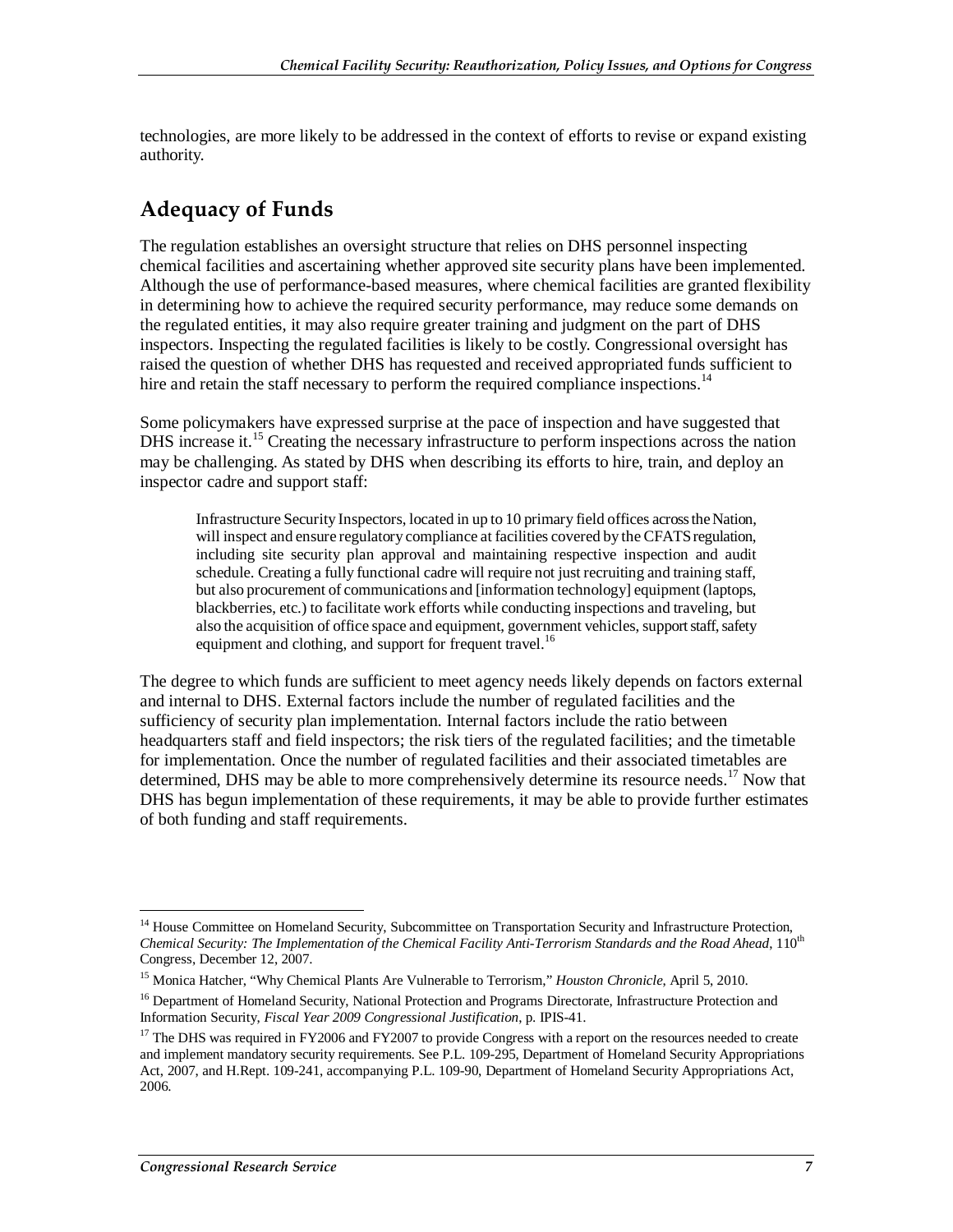technologies, are more likely to be addressed in the context of efforts to revise or expand existing authority.

## Adequacy of Funds

The regulation establishes an oversight structure that relies on DHS personnel inspecting chemical facilities and ascertaining whether approved site security plans have been implemented. Although the use of performance-based measures, where chemical facilities are granted flexibility in determining how to achieve the required security performance, may reduce some demands on the regulated entities, it may also require greater training and judgment on the part of DHS inspectors. Inspecting the regulated facilities is likely to be costly. Congressional oversight has raised the question of whether DHS has requested and received appropriated funds sufficient to hire and retain the staff necessary to perform the required compliance inspections.[14]

Some policymakers have expressed surprise at the pace of inspection and have suggested that DHS increase it.[15] Creating the necessary infrastructure to perform inspections across the nation may be challenging. As stated by DHS when describing its efforts to hire, train, and deploy an inspector cadre and support staff:

> Infrastructure Security Inspectors, located in up to 10 primary field offices across the Nation, will inspect and ensure regulatory compliance at facilities covered by the CFATS regulation, including site security plan approval and maintaining respective inspection and audit schedule. Creating a fully functional cadre will require not just recruiting and training staff, but also procurement of communications and [information technology] equipment (laptops, blackberries, etc.) to facilitate work efforts while conducting inspections and traveling, but also the acquisition of office space and equipment, government vehicles, support staff, safety equipment and clothing, and support for frequent travel.[16]

The degree to which funds are sufficient to meet agency needs likely depends on factors external and internal to DHS. External factors include the number of regulated facilities and the sufficiency of security plan implementation. Internal factors include the ratio between headquarters staff and field inspectors; the risk tiers of the regulated facilities; and the timetable for implementation. Once the number of regulated facilities and their associated timetables are determined, DHS may be able to more comprehensively determine its resource needs.[17] Now that DHS has begun implementation of these requirements, it may be able to provide further estimates of both funding and staff requirements.

---

[14] House Committee on Homeland Security, Subcommittee on Transportation Security and Infrastructure Protection, *Chemical Security: The Implementation of the Chemical Facility Anti-Terrorism Standards and the Road Ahead*, 110th Congress, December 12, 2007.

[15] Monica Hatcher, "Why Chemical Plants Are Vulnerable to Terrorism," *Houston Chronicle*, April 5, 2010.

[16] Department of Homeland Security, National Protection and Programs Directorate, Infrastructure Protection and Information Security, *Fiscal Year 2009 Congressional Justification*, p. IPIS-41.

[17] The DHS was required in FY2006 and FY2007 to provide Congress with a report on the resources needed to create and implement mandatory security requirements. See P.L. 109-295, Department of Homeland Security Appropriations Act, 2007, and H.Rept. 109-241, accompanying P.L. 109-90, Department of Homeland Security Appropriations Act, 2006.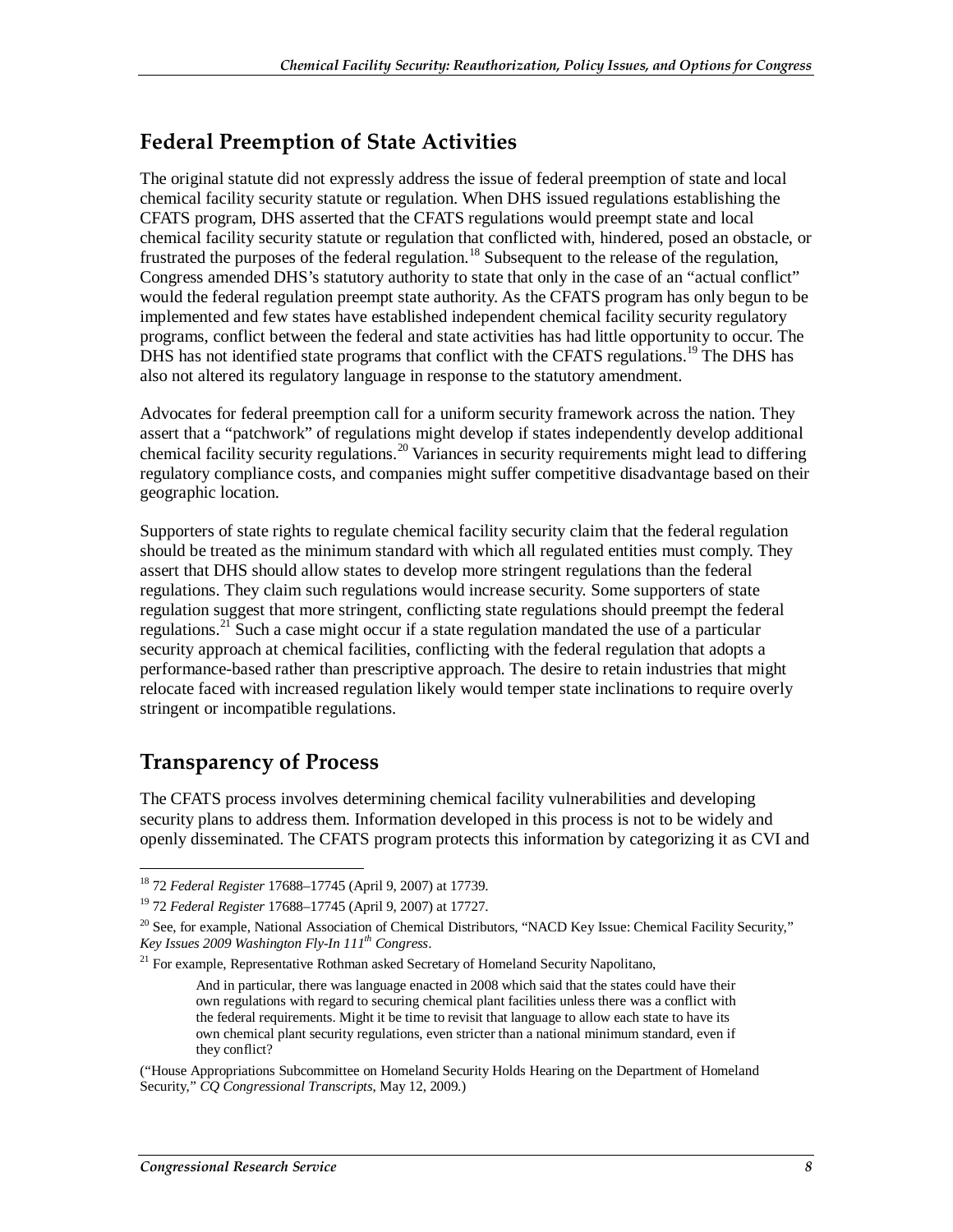## Federal Preemption of State Activities

The original statute did not expressly address the issue of federal preemption of state and local chemical facility security statute or regulation. When DHS issued regulations establishing the CFATS program, DHS asserted that the CFATS regulations would preempt state and local chemical facility security statute or regulation that conflicted with, hindered, posed an obstacle, or frustrated the purposes of the federal regulation.[18] Subsequent to the release of the regulation, Congress amended DHS's statutory authority to state that only in the case of an "actual conflict" would the federal regulation preempt state authority. As the CFATS program has only begun to be implemented and few states have established independent chemical facility security regulatory programs, conflict between the federal and state activities has had little opportunity to occur. The DHS has not identified state programs that conflict with the CFATS regulations.[19] The DHS has also not altered its regulatory language in response to the statutory amendment.

Advocates for federal preemption call for a uniform security framework across the nation. They assert that a "patchwork" of regulations might develop if states independently develop additional chemical facility security regulations.[20] Variances in security requirements might lead to differing regulatory compliance costs, and companies might suffer competitive disadvantage based on their geographic location.

Supporters of state rights to regulate chemical facility security claim that the federal regulation should be treated as the minimum standard with which all regulated entities must comply. They assert that DHS should allow states to develop more stringent regulations than the federal regulations. They claim such regulations would increase security. Some supporters of state regulation suggest that more stringent, conflicting state regulations should preempt the federal regulations.[21] Such a case might occur if a state regulation mandated the use of a particular security approach at chemical facilities, conflicting with the federal regulation that adopts a performance-based rather than prescriptive approach. The desire to retain industries that might relocate faced with increased regulation likely would temper state inclinations to require overly stringent or incompatible regulations.

## Transparency of Process

The CFATS process involves determining chemical facility vulnerabilities and developing security plans to address them. Information developed in this process is not to be widely and openly disseminated. The CFATS program protects this information by categorizing it as CVI and

---

[18] 72 *Federal Register* 17688–17745 (April 9, 2007) at 17739.

[19] 72 *Federal Register* 17688–17745 (April 9, 2007) at 17727.

[20] See, for example, National Association of Chemical Distributors, "NACD Key Issue: Chemical Facility Security," *Key Issues 2009 Washington Fly-In 111th Congress*.

[21] For example, Representative Rothman asked Secretary of Homeland Security Napolitano,

> And in particular, there was language enacted in 2008 which said that the states could have their own regulations with regard to securing chemical plant facilities unless there was a conflict with the federal requirements. Might it be time to revisit that language to allow each state to have its own chemical plant security regulations, even stricter than a national minimum standard, even if they conflict?

("House Appropriations Subcommittee on Homeland Security Holds Hearing on the Department of Homeland Security," *CQ Congressional Transcripts*, May 12, 2009.)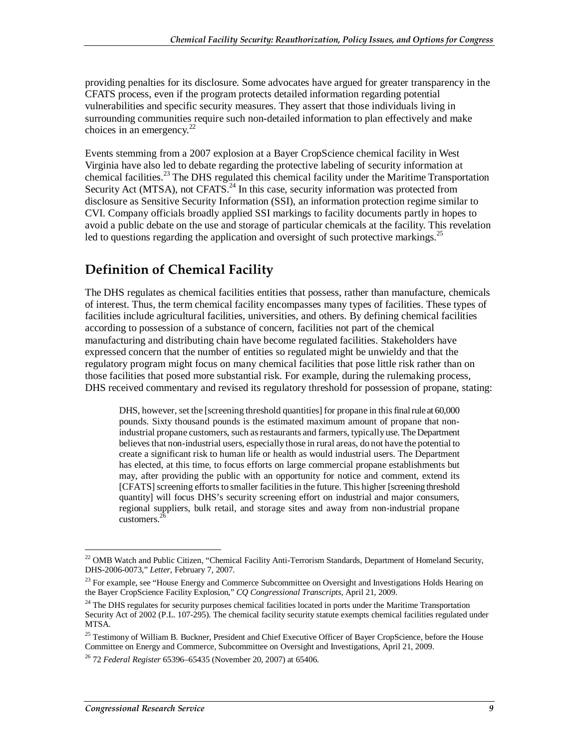providing penalties for its disclosure. Some advocates have argued for greater transparency in the CFATS process, even if the program protects detailed information regarding potential vulnerabilities and specific security measures. They assert that those individuals living in surrounding communities require such non-detailed information to plan effectively and make choices in an emergency.[22]

Events stemming from a 2007 explosion at a Bayer CropScience chemical facility in West Virginia have also led to debate regarding the protective labeling of security information at chemical facilities.[23] The DHS regulated this chemical facility under the Maritime Transportation Security Act (MTSA), not CFATS.[24] In this case, security information was protected from disclosure as Sensitive Security Information (SSI), an information protection regime similar to CVI. Company officials broadly applied SSI markings to facility documents partly in hopes to avoid a public debate on the use and storage of particular chemicals at the facility. This revelation led to questions regarding the application and oversight of such protective markings.[25]

## Definition of Chemical Facility

The DHS regulates as chemical facilities entities that possess, rather than manufacture, chemicals of interest. Thus, the term chemical facility encompasses many types of facilities. These types of facilities include agricultural facilities, universities, and others. By defining chemical facilities according to possession of a substance of concern, facilities not part of the chemical manufacturing and distributing chain have become regulated facilities. Stakeholders have expressed concern that the number of entities so regulated might be unwieldy and that the regulatory program might focus on many chemical facilities that pose little risk rather than on those facilities that posed more substantial risk. For example, during the rulemaking process, DHS received commentary and revised its regulatory threshold for possession of propane, stating:

> DHS, however, set the [screening threshold quantities] for propane in this final rule at 60,000 pounds. Sixty thousand pounds is the estimated maximum amount of propane that non-industrial propane customers, such as restaurants and farmers, typically use. The Department believes that non-industrial users, especially those in rural areas, do not have the potential to create a significant risk to human life or health as would industrial users. The Department has elected, at this time, to focus efforts on large commercial propane establishments but may, after providing the public with an opportunity for notice and comment, extend its [CFATS] screening efforts to smaller facilities in the future. This higher [screening threshold quantity] will focus DHS's security screening effort on industrial and major consumers, regional suppliers, bulk retail, and storage sites and away from non-industrial propane customers.[26]

---

[22] OMB Watch and Public Citizen, "Chemical Facility Anti-Terrorism Standards, Department of Homeland Security, DHS-2006-0073," *Letter*, February 7, 2007.

[23] For example, see "House Energy and Commerce Subcommittee on Oversight and Investigations Holds Hearing on the Bayer CropScience Facility Explosion," *CQ Congressional Transcripts*, April 21, 2009.

[24] The DHS regulates for security purposes chemical facilities located in ports under the Maritime Transportation Security Act of 2002 (P.L. 107-295). The chemical facility security statute exempts chemical facilities regulated under MTSA.

[25] Testimony of William B. Buckner, President and Chief Executive Officer of Bayer CropScience, before the House Committee on Energy and Commerce, Subcommittee on Oversight and Investigations, April 21, 2009.

[26] 72 *Federal Register* 65396–65435 (November 20, 2007) at 65406.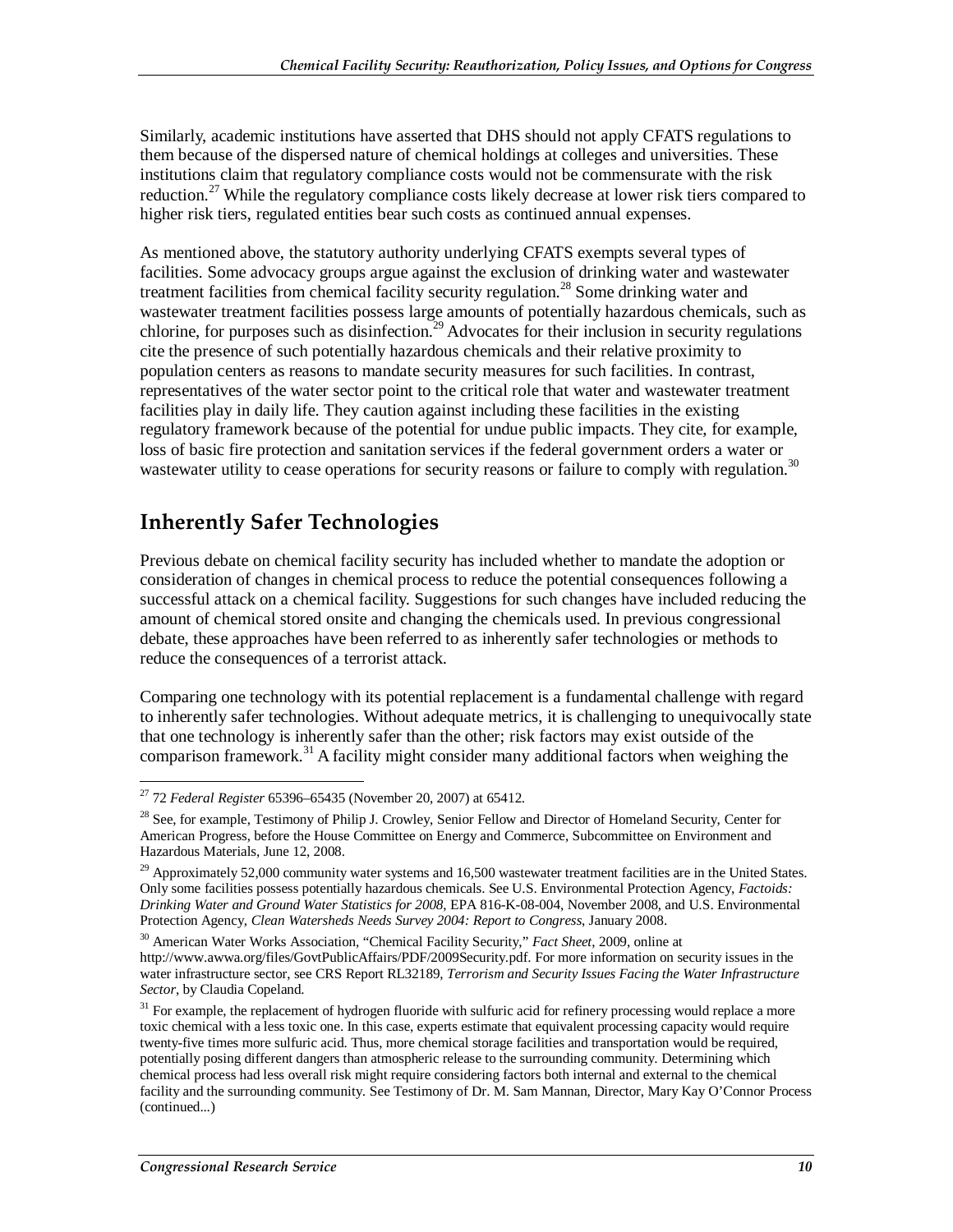Similarly, academic institutions have asserted that DHS should not apply CFATS regulations to them because of the dispersed nature of chemical holdings at colleges and universities. These institutions claim that regulatory compliance costs would not be commensurate with the risk reduction.[27] While the regulatory compliance costs likely decrease at lower risk tiers compared to higher risk tiers, regulated entities bear such costs as continued annual expenses.

As mentioned above, the statutory authority underlying CFATS exempts several types of facilities. Some advocacy groups argue against the exclusion of drinking water and wastewater treatment facilities from chemical facility security regulation.[28] Some drinking water and wastewater treatment facilities possess large amounts of potentially hazardous chemicals, such as chlorine, for purposes such as disinfection.[29] Advocates for their inclusion in security regulations cite the presence of such potentially hazardous chemicals and their relative proximity to population centers as reasons to mandate security measures for such facilities. In contrast, representatives of the water sector point to the critical role that water and wastewater treatment facilities play in daily life. They caution against including these facilities in the existing regulatory framework because of the potential for undue public impacts. They cite, for example, loss of basic fire protection and sanitation services if the federal government orders a water or wastewater utility to cease operations for security reasons or failure to comply with regulation.[30]

## Inherently Safer Technologies

Previous debate on chemical facility security has included whether to mandate the adoption or consideration of changes in chemical process to reduce the potential consequences following a successful attack on a chemical facility. Suggestions for such changes have included reducing the amount of chemical stored onsite and changing the chemicals used. In previous congressional debate, these approaches have been referred to as inherently safer technologies or methods to reduce the consequences of a terrorist attack.

Comparing one technology with its potential replacement is a fundamental challenge with regard to inherently safer technologies. Without adequate metrics, it is challenging to unequivocally state that one technology is inherently safer than the other; risk factors may exist outside of the comparison framework.[31] A facility might consider many additional factors when weighing the

---

[27] 72 *Federal Register* 65396–65435 (November 20, 2007) at 65412.

[28] See, for example, Testimony of Philip J. Crowley, Senior Fellow and Director of Homeland Security, Center for American Progress, before the House Committee on Energy and Commerce, Subcommittee on Environment and Hazardous Materials, June 12, 2008.

[29] Approximately 52,000 community water systems and 16,500 wastewater treatment facilities are in the United States. Only some facilities possess potentially hazardous chemicals. See U.S. Environmental Protection Agency, *Factoids: Drinking Water and Ground Water Statistics for 2008*, EPA 816-K-08-004, November 2008, and U.S. Environmental Protection Agency, *Clean Watersheds Needs Survey 2004: Report to Congress*, January 2008.

[30] American Water Works Association, "Chemical Facility Security," *Fact Sheet*, 2009, online at http://www.awwa.org/files/GovtPublicAffairs/PDF/2009Security.pdf. For more information on security issues in the water infrastructure sector, see CRS Report RL32189, *Terrorism and Security Issues Facing the Water Infrastructure Sector*, by Claudia Copeland.

[31] For example, the replacement of hydrogen fluoride with sulfuric acid for refinery processing would replace a more toxic chemical with a less toxic one. In this case, experts estimate that equivalent processing capacity would require twenty-five times more sulfuric acid. Thus, more chemical storage facilities and transportation would be required, potentially posing different dangers than atmospheric release to the surrounding community. Determining which chemical process had less overall risk might require considering factors both internal and external to the chemical facility and the surrounding community. See Testimony of Dr. M. Sam Mannan, Director, Mary Kay O'Connor Process (continued...)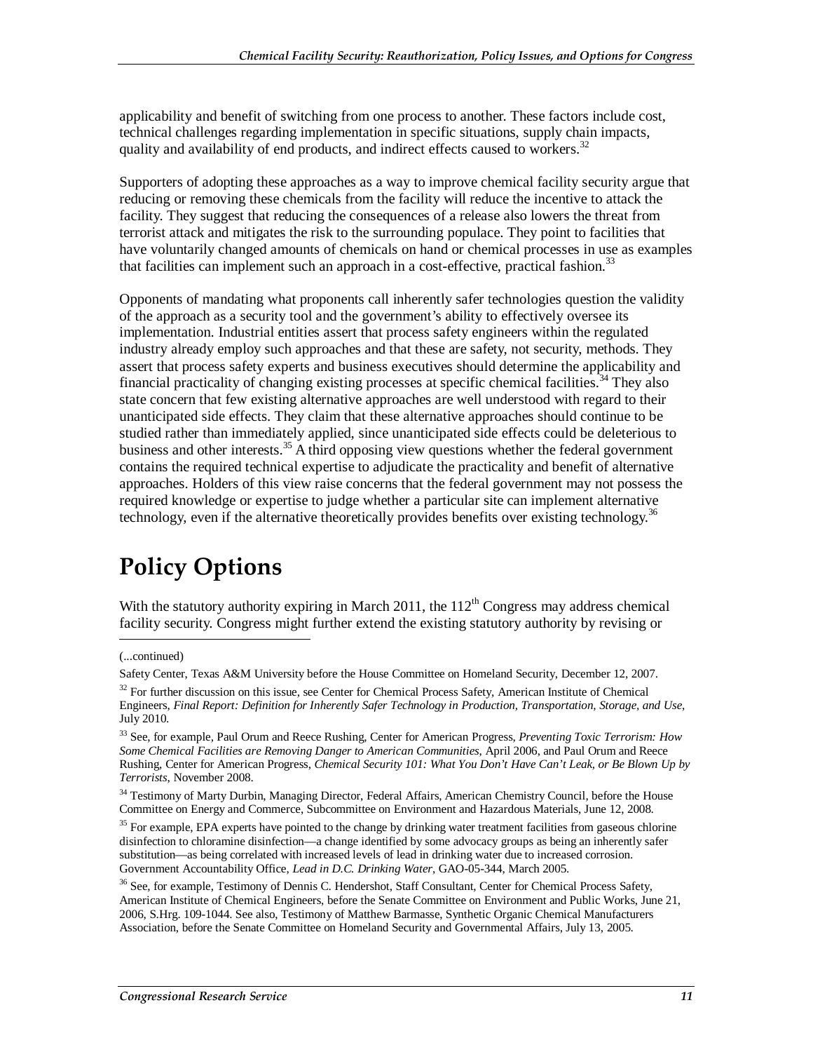applicability and benefit of switching from one process to another. These factors include cost, technical challenges regarding implementation in specific situations, supply chain impacts, quality and availability of end products, and indirect effects caused to workers.[32]

Supporters of adopting these approaches as a way to improve chemical facility security argue that reducing or removing these chemicals from the facility will reduce the incentive to attack the facility. They suggest that reducing the consequences of a release also lowers the threat from terrorist attack and mitigates the risk to the surrounding populace. They point to facilities that have voluntarily changed amounts of chemicals on hand or chemical processes in use as examples that facilities can implement such an approach in a cost-effective, practical fashion.[33]

Opponents of mandating what proponents call inherently safer technologies question the validity of the approach as a security tool and the government's ability to effectively oversee its implementation. Industrial entities assert that process safety engineers within the regulated industry already employ such approaches and that these are safety, not security, methods. They assert that process safety experts and business executives should determine the applicability and financial practicality of changing existing processes at specific chemical facilities.[34] They also state concern that few existing alternative approaches are well understood with regard to their unanticipated side effects. They claim that these alternative approaches should continue to be studied rather than immediately applied, since unanticipated side effects could be deleterious to business and other interests.[35] A third opposing view questions whether the federal government contains the required technical expertise to adjudicate the practicality and benefit of alternative approaches. Holders of this view raise concerns that the federal government may not possess the required knowledge or expertise to judge whether a particular site can implement alternative technology, even if the alternative theoretically provides benefits over existing technology.[36]

# Policy Options

With the statutory authority expiring in March 2011, the 112th Congress may address chemical facility security. Congress might further extend the existing statutory authority by revising or

---

(...continued)

Safety Center, Texas A&M University before the House Committee on Homeland Security, December 12, 2007.

[32] For further discussion on this issue, see Center for Chemical Process Safety, American Institute of Chemical Engineers, *Final Report: Definition for Inherently Safer Technology in Production, Transportation, Storage, and Use,* July 2010.

[33] See, for example, Paul Orum and Reece Rushing, Center for American Progress, *Preventing Toxic Terrorism: How Some Chemical Facilities are Removing Danger to American Communities*, April 2006, and Paul Orum and Reece Rushing, Center for American Progress, *Chemical Security 101: What You Don't Have Can't Leak, or Be Blown Up by Terrorists*, November 2008.

[34] Testimony of Marty Durbin, Managing Director, Federal Affairs, American Chemistry Council, before the House Committee on Energy and Commerce, Subcommittee on Environment and Hazardous Materials, June 12, 2008.

[35] For example, EPA experts have pointed to the change by drinking water treatment facilities from gaseous chlorine disinfection to chloramine disinfection—a change identified by some advocacy groups as being an inherently safer substitution—as being correlated with increased levels of lead in drinking water due to increased corrosion. Government Accountability Office, *Lead in D.C. Drinking Water*, GAO-05-344, March 2005.

[36] See, for example, Testimony of Dennis C. Hendershot, Staff Consultant, Center for Chemical Process Safety, American Institute of Chemical Engineers, before the Senate Committee on Environment and Public Works, June 21, 2006, S.Hrg. 109-1044. See also, Testimony of Matthew Barmasse, Synthetic Organic Chemical Manufacturers Association, before the Senate Committee on Homeland Security and Governmental Affairs, July 13, 2005.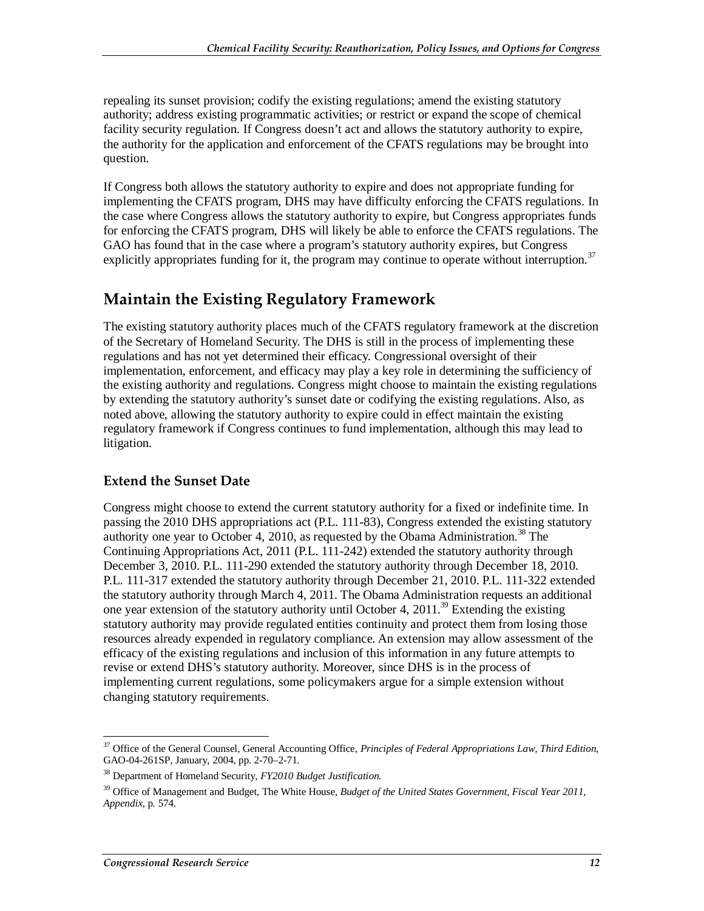repealing its sunset provision; codify the existing regulations; amend the existing statutory authority; address existing programmatic activities; or restrict or expand the scope of chemical facility security regulation. If Congress doesn't act and allows the statutory authority to expire, the authority for the application and enforcement of the CFATS regulations may be brought into question.

If Congress both allows the statutory authority to expire and does not appropriate funding for implementing the CFATS program, DHS may have difficulty enforcing the CFATS regulations. In the case where Congress allows the statutory authority to expire, but Congress appropriates funds for enforcing the CFATS program, DHS will likely be able to enforce the CFATS regulations. The GAO has found that in the case where a program's statutory authority expires, but Congress explicitly appropriates funding for it, the program may continue to operate without interruption.[37]

## Maintain the Existing Regulatory Framework

The existing statutory authority places much of the CFATS regulatory framework at the discretion of the Secretary of Homeland Security. The DHS is still in the process of implementing these regulations and has not yet determined their efficacy. Congressional oversight of their implementation, enforcement, and efficacy may play a key role in determining the sufficiency of the existing authority and regulations. Congress might choose to maintain the existing regulations by extending the statutory authority's sunset date or codifying the existing regulations. Also, as noted above, allowing the statutory authority to expire could in effect maintain the existing regulatory framework if Congress continues to fund implementation, although this may lead to litigation.

### Extend the Sunset Date

Congress might choose to extend the current statutory authority for a fixed or indefinite time. In passing the 2010 DHS appropriations act (P.L. 111-83), Congress extended the existing statutory authority one year to October 4, 2010, as requested by the Obama Administration.[38] The Continuing Appropriations Act, 2011 (P.L. 111-242) extended the statutory authority through December 3, 2010. P.L. 111-290 extended the statutory authority through December 18, 2010. P.L. 111-317 extended the statutory authority through December 21, 2010. P.L. 111-322 extended the statutory authority through March 4, 2011. The Obama Administration requests an additional one year extension of the statutory authority until October 4, 2011.[39] Extending the existing statutory authority may provide regulated entities continuity and protect them from losing those resources already expended in regulatory compliance. An extension may allow assessment of the efficacy of the existing regulations and inclusion of this information in any future attempts to revise or extend DHS's statutory authority. Moreover, since DHS is in the process of implementing current regulations, some policymakers argue for a simple extension without changing statutory requirements.

---

[37] Office of the General Counsel, General Accounting Office, *Principles of Federal Appropriations Law, Third Edition*, GAO-04-261SP, January, 2004, pp. 2-70–2-71.

[38] Department of Homeland Security, *FY2010 Budget Justification*.

[39] Office of Management and Budget, The White House, *Budget of the United States Government, Fiscal Year 2011, Appendix*, p. 574.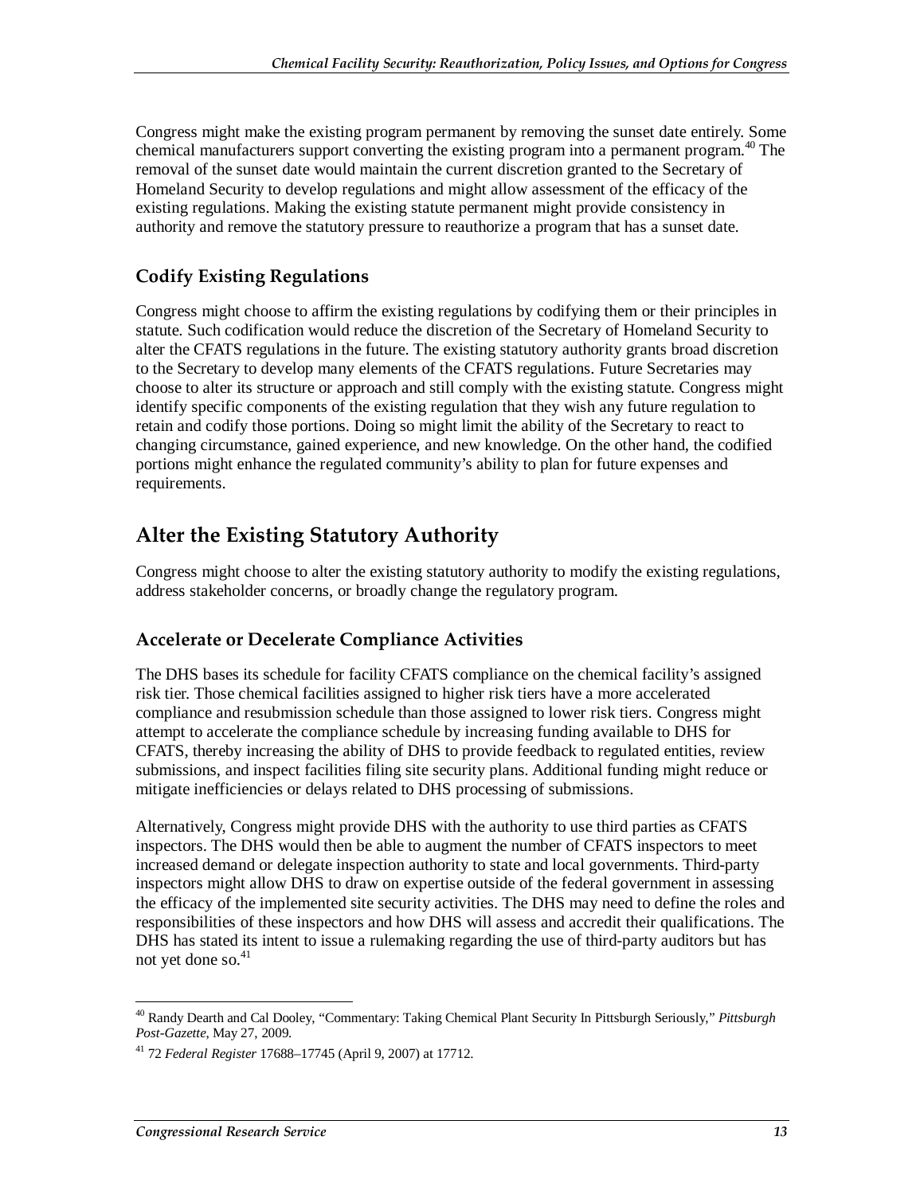Congress might make the existing program permanent by removing the sunset date entirely. Some chemical manufacturers support converting the existing program into a permanent program.[40] The removal of the sunset date would maintain the current discretion granted to the Secretary of Homeland Security to develop regulations and might allow assessment of the efficacy of the existing regulations. Making the existing statute permanent might provide consistency in authority and remove the statutory pressure to reauthorize a program that has a sunset date.

### Codify Existing Regulations

Congress might choose to affirm the existing regulations by codifying them or their principles in statute. Such codification would reduce the discretion of the Secretary of Homeland Security to alter the CFATS regulations in the future. The existing statutory authority grants broad discretion to the Secretary to develop many elements of the CFATS regulations. Future Secretaries may choose to alter its structure or approach and still comply with the existing statute. Congress might identify specific components of the existing regulation that they wish any future regulation to retain and codify those portions. Doing so might limit the ability of the Secretary to react to changing circumstance, gained experience, and new knowledge. On the other hand, the codified portions might enhance the regulated community's ability to plan for future expenses and requirements.

## Alter the Existing Statutory Authority

Congress might choose to alter the existing statutory authority to modify the existing regulations, address stakeholder concerns, or broadly change the regulatory program.

### Accelerate or Decelerate Compliance Activities

The DHS bases its schedule for facility CFATS compliance on the chemical facility's assigned risk tier. Those chemical facilities assigned to higher risk tiers have a more accelerated compliance and resubmission schedule than those assigned to lower risk tiers. Congress might attempt to accelerate the compliance schedule by increasing funding available to DHS for CFATS, thereby increasing the ability of DHS to provide feedback to regulated entities, review submissions, and inspect facilities filing site security plans. Additional funding might reduce or mitigate inefficiencies or delays related to DHS processing of submissions.

Alternatively, Congress might provide DHS with the authority to use third parties as CFATS inspectors. The DHS would then be able to augment the number of CFATS inspectors to meet increased demand or delegate inspection authority to state and local governments. Third-party inspectors might allow DHS to draw on expertise outside of the federal government in assessing the efficacy of the implemented site security activities. The DHS may need to define the roles and responsibilities of these inspectors and how DHS will assess and accredit their qualifications. The DHS has stated its intent to issue a rulemaking regarding the use of third-party auditors but has not yet done so.[41]

---

[40] Randy Dearth and Cal Dooley, "Commentary: Taking Chemical Plant Security In Pittsburgh Seriously," *Pittsburgh Post-Gazette*, May 27, 2009.

[41] 72 *Federal Register* 17688–17745 (April 9, 2007) at 17712.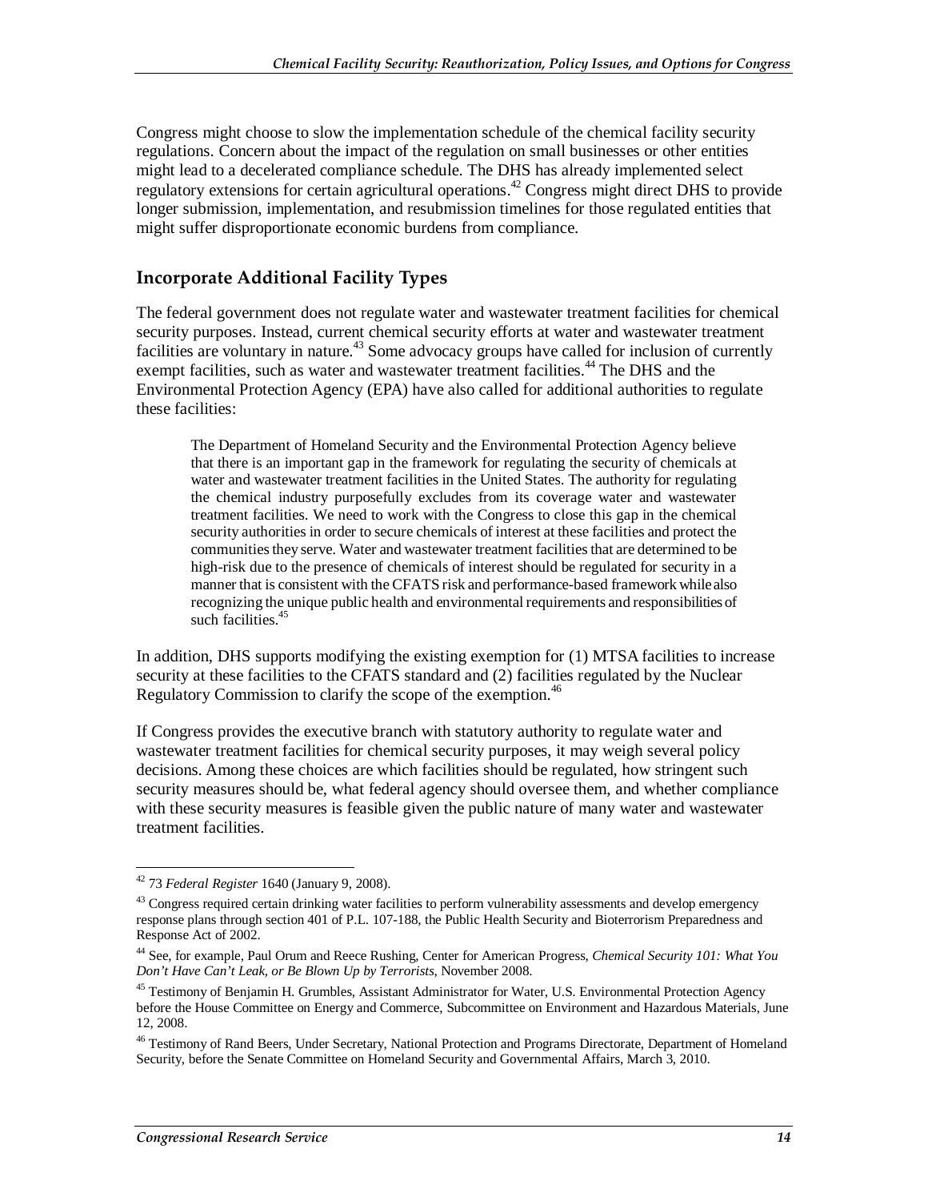Congress might choose to slow the implementation schedule of the chemical facility security regulations. Concern about the impact of the regulation on small businesses or other entities might lead to a decelerated compliance schedule. The DHS has already implemented select regulatory extensions for certain agricultural operations.[42] Congress might direct DHS to provide longer submission, implementation, and resubmission timelines for those regulated entities that might suffer disproportionate economic burdens from compliance.

### Incorporate Additional Facility Types

The federal government does not regulate water and wastewater treatment facilities for chemical security purposes. Instead, current chemical security efforts at water and wastewater treatment facilities are voluntary in nature.[43] Some advocacy groups have called for inclusion of currently exempt facilities, such as water and wastewater treatment facilities.[44] The DHS and the Environmental Protection Agency (EPA) have also called for additional authorities to regulate these facilities:

> The Department of Homeland Security and the Environmental Protection Agency believe that there is an important gap in the framework for regulating the security of chemicals at water and wastewater treatment facilities in the United States. The authority for regulating the chemical industry purposefully excludes from its coverage water and wastewater treatment facilities. We need to work with the Congress to close this gap in the chemical security authorities in order to secure chemicals of interest at these facilities and protect the communities they serve. Water and wastewater treatment facilities that are determined to be high-risk due to the presence of chemicals of interest should be regulated for security in a manner that is consistent with the CFATS risk and performance-based framework while also recognizing the unique public health and environmental requirements and responsibilities of such facilities.[45]

In addition, DHS supports modifying the existing exemption for (1) MTSA facilities to increase security at these facilities to the CFATS standard and (2) facilities regulated by the Nuclear Regulatory Commission to clarify the scope of the exemption.[46]

If Congress provides the executive branch with statutory authority to regulate water and wastewater treatment facilities for chemical security purposes, it may weigh several policy decisions. Among these choices are which facilities should be regulated, how stringent such security measures should be, what federal agency should oversee them, and whether compliance with these security measures is feasible given the public nature of many water and wastewater treatment facilities.

---

[42] 73 *Federal Register* 1640 (January 9, 2008).

[43] Congress required certain drinking water facilities to perform vulnerability assessments and develop emergency response plans through section 401 of P.L. 107-188, the Public Health Security and Bioterrorism Preparedness and Response Act of 2002.

[44] See, for example, Paul Orum and Reece Rushing, Center for American Progress, *Chemical Security 101: What You Don't Have Can't Leak, or Be Blown Up by Terrorists*, November 2008.

[45] Testimony of Benjamin H. Grumbles, Assistant Administrator for Water, U.S. Environmental Protection Agency before the House Committee on Energy and Commerce, Subcommittee on Environment and Hazardous Materials, June 12, 2008.

[46] Testimony of Rand Beers, Under Secretary, National Protection and Programs Directorate, Department of Homeland Security, before the Senate Committee on Homeland Security and Governmental Affairs, March 3, 2010.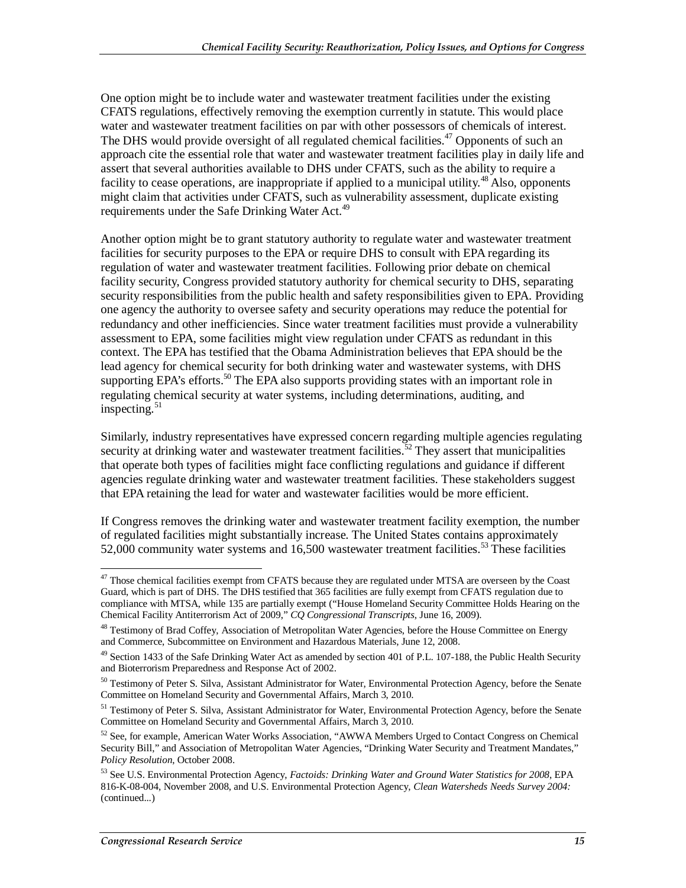One option might be to include water and wastewater treatment facilities under the existing CFATS regulations, effectively removing the exemption currently in statute. This would place water and wastewater treatment facilities on par with other possessors of chemicals of interest. The DHS would provide oversight of all regulated chemical facilities.[47] Opponents of such an approach cite the essential role that water and wastewater treatment facilities play in daily life and assert that several authorities available to DHS under CFATS, such as the ability to require a facility to cease operations, are inappropriate if applied to a municipal utility.[48] Also, opponents might claim that activities under CFATS, such as vulnerability assessment, duplicate existing requirements under the Safe Drinking Water Act.[49]

Another option might be to grant statutory authority to regulate water and wastewater treatment facilities for security purposes to the EPA or require DHS to consult with EPA regarding its regulation of water and wastewater treatment facilities. Following prior debate on chemical facility security, Congress provided statutory authority for chemical security to DHS, separating security responsibilities from the public health and safety responsibilities given to EPA. Providing one agency the authority to oversee safety and security operations may reduce the potential for redundancy and other inefficiencies. Since water treatment facilities must provide a vulnerability assessment to EPA, some facilities might view regulation under CFATS as redundant in this context. The EPA has testified that the Obama Administration believes that EPA should be the lead agency for chemical security for both drinking water and wastewater systems, with DHS supporting EPA's efforts.[50] The EPA also supports providing states with an important role in regulating chemical security at water systems, including determinations, auditing, and inspecting.[51]

Similarly, industry representatives have expressed concern regarding multiple agencies regulating security at drinking water and wastewater treatment facilities.[52] They assert that municipalities that operate both types of facilities might face conflicting regulations and guidance if different agencies regulate drinking water and wastewater treatment facilities. These stakeholders suggest that EPA retaining the lead for water and wastewater facilities would be more efficient.

If Congress removes the drinking water and wastewater treatment facility exemption, the number of regulated facilities might substantially increase. The United States contains approximately 52,000 community water systems and 16,500 wastewater treatment facilities.[53] These facilities

---

[47] Those chemical facilities exempt from CFATS because they are regulated under MTSA are overseen by the Coast Guard, which is part of DHS. The DHS testified that 365 facilities are fully exempt from CFATS regulation due to compliance with MTSA, while 135 are partially exempt ("House Homeland Security Committee Holds Hearing on the Chemical Facility Antiterrorism Act of 2009," *CQ Congressional Transcripts*, June 16, 2009).

[48] Testimony of Brad Coffey, Association of Metropolitan Water Agencies, before the House Committee on Energy and Commerce, Subcommittee on Environment and Hazardous Materials, June 12, 2008.

[49] Section 1433 of the Safe Drinking Water Act as amended by section 401 of P.L. 107-188, the Public Health Security and Bioterrorism Preparedness and Response Act of 2002.

[50] Testimony of Peter S. Silva, Assistant Administrator for Water, Environmental Protection Agency, before the Senate Committee on Homeland Security and Governmental Affairs, March 3, 2010.

[51] Testimony of Peter S. Silva, Assistant Administrator for Water, Environmental Protection Agency, before the Senate Committee on Homeland Security and Governmental Affairs, March 3, 2010.

[52] See, for example, American Water Works Association, "AWWA Members Urged to Contact Congress on Chemical Security Bill," and Association of Metropolitan Water Agencies, "Drinking Water Security and Treatment Mandates," *Policy Resolution*, October 2008.

[53] See U.S. Environmental Protection Agency, *Factoids: Drinking Water and Ground Water Statistics for 2008*, EPA 816-K-08-004, November 2008, and U.S. Environmental Protection Agency, *Clean Watersheds Needs Survey 2004:* (continued...)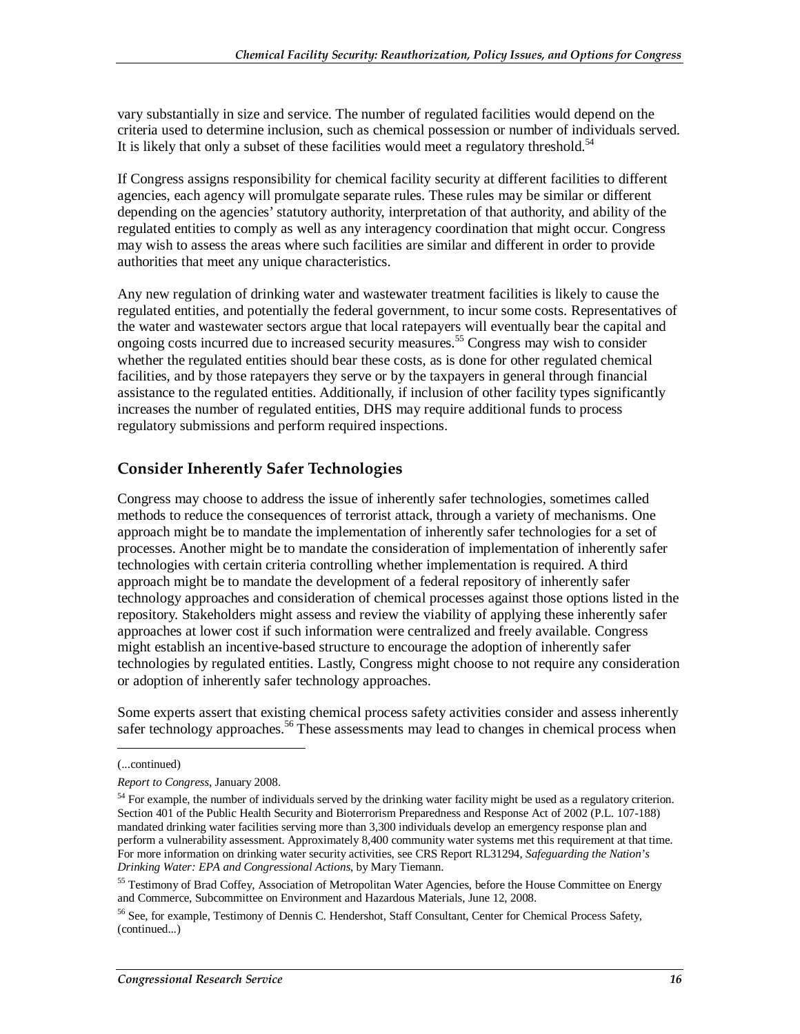vary substantially in size and service. The number of regulated facilities would depend on the criteria used to determine inclusion, such as chemical possession or number of individuals served. It is likely that only a subset of these facilities would meet a regulatory threshold.[54]

If Congress assigns responsibility for chemical facility security at different facilities to different agencies, each agency will promulgate separate rules. These rules may be similar or different depending on the agencies' statutory authority, interpretation of that authority, and ability of the regulated entities to comply as well as any interagency coordination that might occur. Congress may wish to assess the areas where such facilities are similar and different in order to provide authorities that meet any unique characteristics.

Any new regulation of drinking water and wastewater treatment facilities is likely to cause the regulated entities, and potentially the federal government, to incur some costs. Representatives of the water and wastewater sectors argue that local ratepayers will eventually bear the capital and ongoing costs incurred due to increased security measures.[55] Congress may wish to consider whether the regulated entities should bear these costs, as is done for other regulated chemical facilities, and by those ratepayers they serve or by the taxpayers in general through financial assistance to the regulated entities. Additionally, if inclusion of other facility types significantly increases the number of regulated entities, DHS may require additional funds to process regulatory submissions and perform required inspections.

### Consider Inherently Safer Technologies

Congress may choose to address the issue of inherently safer technologies, sometimes called methods to reduce the consequences of terrorist attack, through a variety of mechanisms. One approach might be to mandate the implementation of inherently safer technologies for a set of processes. Another might be to mandate the consideration of implementation of inherently safer technologies with certain criteria controlling whether implementation is required. A third approach might be to mandate the development of a federal repository of inherently safer technology approaches and consideration of chemical processes against those options listed in the repository. Stakeholders might assess and review the viability of applying these inherently safer approaches at lower cost if such information were centralized and freely available. Congress might establish an incentive-based structure to encourage the adoption of inherently safer technologies by regulated entities. Lastly, Congress might choose to not require any consideration or adoption of inherently safer technology approaches.

Some experts assert that existing chemical process safety activities consider and assess inherently safer technology approaches.[56] These assessments may lead to changes in chemical process when

---

(...continued)

*Report to Congress*, January 2008.

[54] For example, the number of individuals served by the drinking water facility might be used as a regulatory criterion. Section 401 of the Public Health Security and Bioterrorism Preparedness and Response Act of 2002 (P.L. 107-188) mandated drinking water facilities serving more than 3,300 individuals develop an emergency response plan and perform a vulnerability assessment. Approximately 8,400 community water systems met this requirement at that time. For more information on drinking water security activities, see CRS Report RL31294, *Safeguarding the Nation's Drinking Water: EPA and Congressional Actions*, by Mary Tiemann.

[55] Testimony of Brad Coffey, Association of Metropolitan Water Agencies, before the House Committee on Energy and Commerce, Subcommittee on Environment and Hazardous Materials, June 12, 2008.

[56] See, for example, Testimony of Dennis C. Hendershot, Staff Consultant, Center for Chemical Process Safety, (continued...)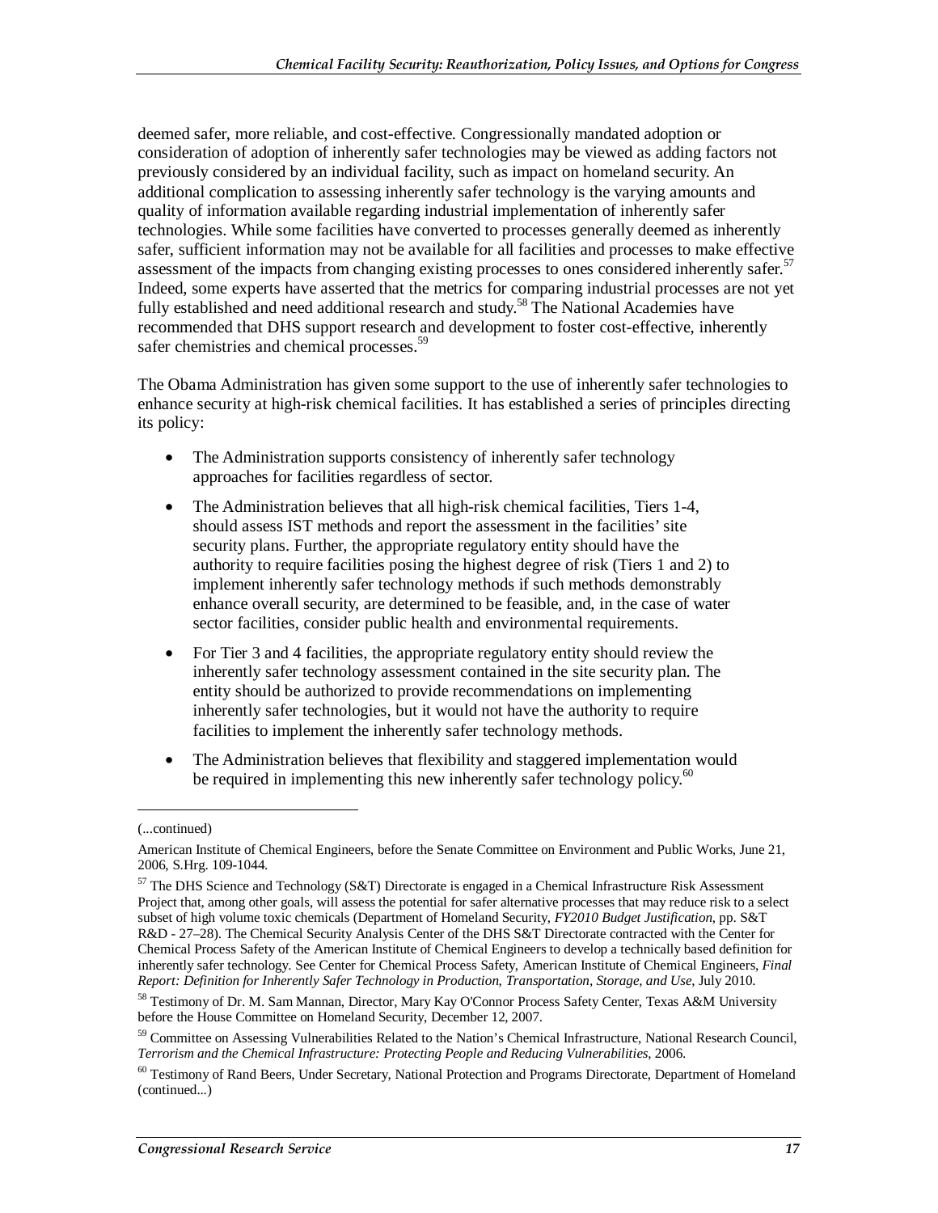deemed safer, more reliable, and cost-effective. Congressionally mandated adoption or consideration of adoption of inherently safer technologies may be viewed as adding factors not previously considered by an individual facility, such as impact on homeland security. An additional complication to assessing inherently safer technology is the varying amounts and quality of information available regarding industrial implementation of inherently safer technologies. While some facilities have converted to processes generally deemed as inherently safer, sufficient information may not be available for all facilities and processes to make effective assessment of the impacts from changing existing processes to ones considered inherently safer.[57] Indeed, some experts have asserted that the metrics for comparing industrial processes are not yet fully established and need additional research and study.[58] The National Academies have recommended that DHS support research and development to foster cost-effective, inherently safer chemistries and chemical processes.[59]

The Obama Administration has given some support to the use of inherently safer technologies to enhance security at high-risk chemical facilities. It has established a series of principles directing its policy:

- The Administration supports consistency of inherently safer technology approaches for facilities regardless of sector.
- The Administration believes that all high-risk chemical facilities, Tiers 1-4, should assess IST methods and report the assessment in the facilities' site security plans. Further, the appropriate regulatory entity should have the authority to require facilities posing the highest degree of risk (Tiers 1 and 2) to implement inherently safer technology methods if such methods demonstrably enhance overall security, are determined to be feasible, and, in the case of water sector facilities, consider public health and environmental requirements.
- For Tier 3 and 4 facilities, the appropriate regulatory entity should review the inherently safer technology assessment contained in the site security plan. The entity should be authorized to provide recommendations on implementing inherently safer technologies, but it would not have the authority to require facilities to implement the inherently safer technology methods.
- The Administration believes that flexibility and staggered implementation would be required in implementing this new inherently safer technology policy.[60]

---

(...continued)

American Institute of Chemical Engineers, before the Senate Committee on Environment and Public Works, June 21, 2006, S.Hrg. 109-1044.

[57] The DHS Science and Technology (S&T) Directorate is engaged in a Chemical Infrastructure Risk Assessment Project that, among other goals, will assess the potential for safer alternative processes that may reduce risk to a select subset of high volume toxic chemicals (Department of Homeland Security, *FY2010 Budget Justification*, pp. S&T R&D - 27–28). The Chemical Security Analysis Center of the DHS S&T Directorate contracted with the Center for Chemical Process Safety of the American Institute of Chemical Engineers to develop a technically based definition for inherently safer technology. See Center for Chemical Process Safety, American Institute of Chemical Engineers, *Final Report: Definition for Inherently Safer Technology in Production, Transportation, Storage, and Use*, July 2010.

[58] Testimony of Dr. M. Sam Mannan, Director, Mary Kay O'Connor Process Safety Center, Texas A&M University before the House Committee on Homeland Security, December 12, 2007.

[59] Committee on Assessing Vulnerabilities Related to the Nation's Chemical Infrastructure, National Research Council, *Terrorism and the Chemical Infrastructure: Protecting People and Reducing Vulnerabilities*, 2006.

[60] Testimony of Rand Beers, Under Secretary, National Protection and Programs Directorate, Department of Homeland (continued...)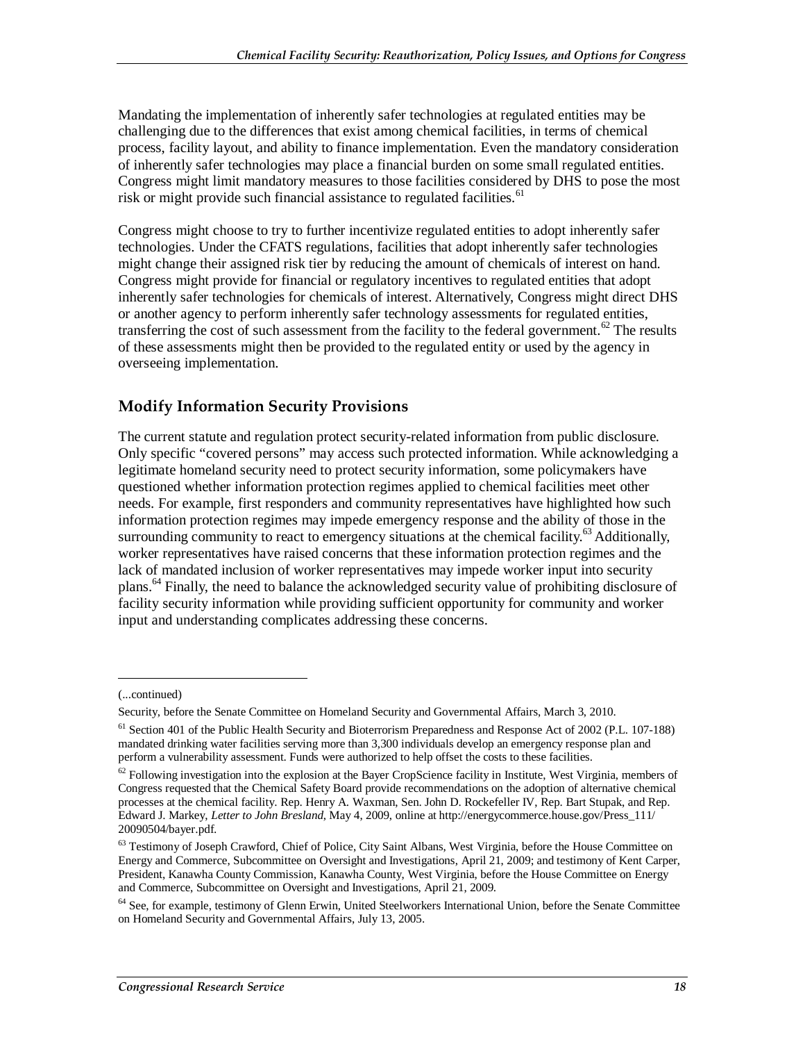Mandating the implementation of inherently safer technologies at regulated entities may be challenging due to the differences that exist among chemical facilities, in terms of chemical process, facility layout, and ability to finance implementation. Even the mandatory consideration of inherently safer technologies may place a financial burden on some small regulated entities. Congress might limit mandatory measures to those facilities considered by DHS to pose the most risk or might provide such financial assistance to regulated facilities.[61]

Congress might choose to try to further incentivize regulated entities to adopt inherently safer technologies. Under the CFATS regulations, facilities that adopt inherently safer technologies might change their assigned risk tier by reducing the amount of chemicals of interest on hand. Congress might provide for financial or regulatory incentives to regulated entities that adopt inherently safer technologies for chemicals of interest. Alternatively, Congress might direct DHS or another agency to perform inherently safer technology assessments for regulated entities, transferring the cost of such assessment from the facility to the federal government.[62] The results of these assessments might then be provided to the regulated entity or used by the agency in overseeing implementation.

## Modify Information Security Provisions

The current statute and regulation protect security-related information from public disclosure. Only specific "covered persons" may access such protected information. While acknowledging a legitimate homeland security need to protect security information, some policymakers have questioned whether information protection regimes applied to chemical facilities meet other needs. For example, first responders and community representatives have highlighted how such information protection regimes may impede emergency response and the ability of those in the surrounding community to react to emergency situations at the chemical facility.[63] Additionally, worker representatives have raised concerns that these information protection regimes and the lack of mandated inclusion of worker representatives may impede worker input into security plans.[64] Finally, the need to balance the acknowledged security value of prohibiting disclosure of facility security information while providing sufficient opportunity for community and worker input and understanding complicates addressing these concerns.

---

(...continued)

Security, before the Senate Committee on Homeland Security and Governmental Affairs, March 3, 2010.

[61] Section 401 of the Public Health Security and Bioterrorism Preparedness and Response Act of 2002 (P.L. 107-188) mandated drinking water facilities serving more than 3,300 individuals develop an emergency response plan and perform a vulnerability assessment. Funds were authorized to help offset the costs to these facilities.

[62] Following investigation into the explosion at the Bayer CropScience facility in Institute, West Virginia, members of Congress requested that the Chemical Safety Board provide recommendations on the adoption of alternative chemical processes at the chemical facility. Rep. Henry A. Waxman, Sen. John D. Rockefeller IV, Rep. Bart Stupak, and Rep. Edward J. Markey, *Letter to John Bresland*, May 4, 2009, online at http://energycommerce.house.gov/Press_111/20090504/bayer.pdf.

[63] Testimony of Joseph Crawford, Chief of Police, City Saint Albans, West Virginia, before the House Committee on Energy and Commerce, Subcommittee on Oversight and Investigations, April 21, 2009; and testimony of Kent Carper, President, Kanawha County Commission, Kanawha County, West Virginia, before the House Committee on Energy and Commerce, Subcommittee on Oversight and Investigations, April 21, 2009.

[64] See, for example, testimony of Glenn Erwin, United Steelworkers International Union, before the Senate Committee on Homeland Security and Governmental Affairs, July 13, 2005.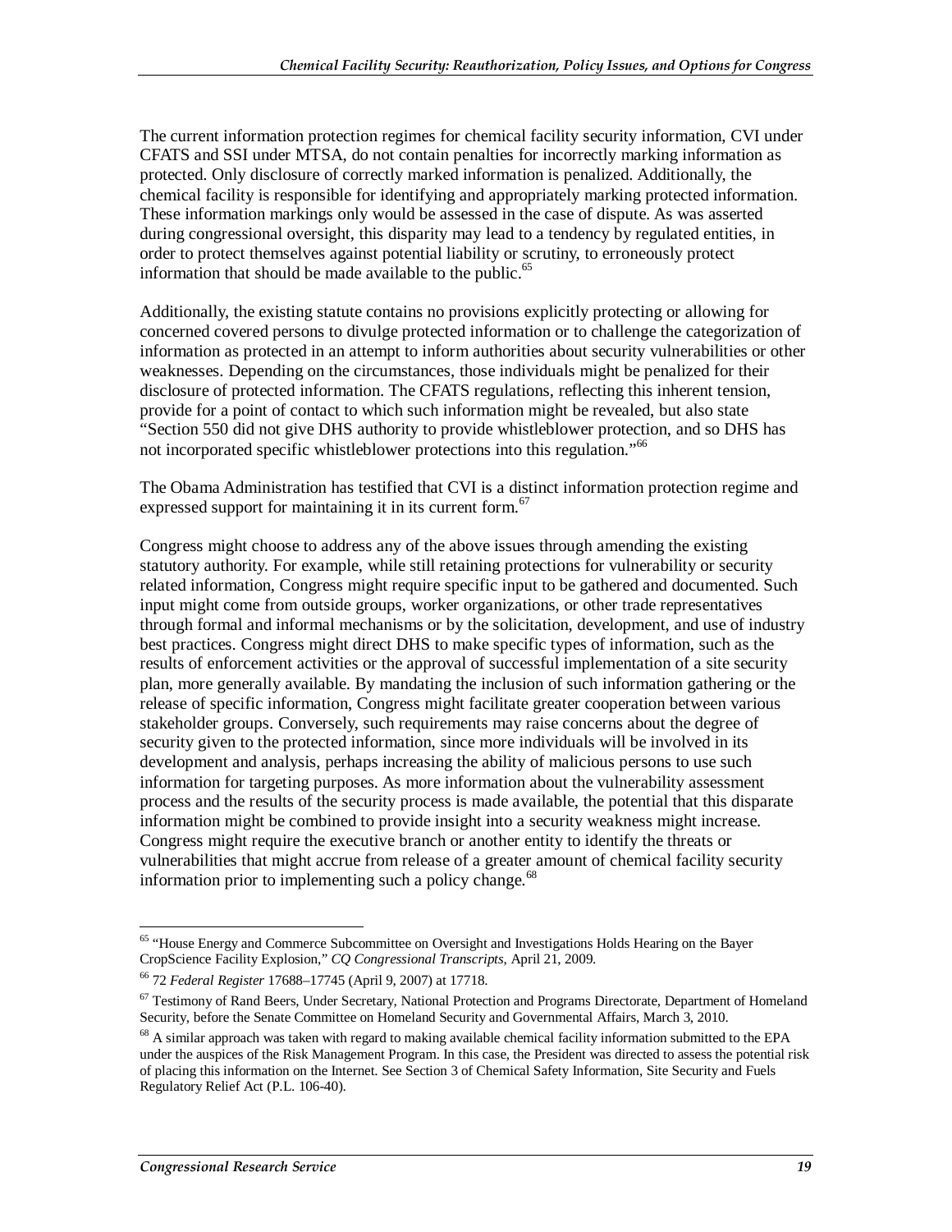The current information protection regimes for chemical facility security information, CVI under CFATS and SSI under MTSA, do not contain penalties for incorrectly marking information as protected. Only disclosure of correctly marked information is penalized. Additionally, the chemical facility is responsible for identifying and appropriately marking protected information. These information markings only would be assessed in the case of dispute. As was asserted during congressional oversight, this disparity may lead to a tendency by regulated entities, in order to protect themselves against potential liability or scrutiny, to erroneously protect information that should be made available to the public.[65]

Additionally, the existing statute contains no provisions explicitly protecting or allowing for concerned covered persons to divulge protected information or to challenge the categorization of information as protected in an attempt to inform authorities about security vulnerabilities or other weaknesses. Depending on the circumstances, those individuals might be penalized for their disclosure of protected information. The CFATS regulations, reflecting this inherent tension, provide for a point of contact to which such information might be revealed, but also state "Section 550 did not give DHS authority to provide whistleblower protection, and so DHS has not incorporated specific whistleblower protections into this regulation."[66]

The Obama Administration has testified that CVI is a distinct information protection regime and expressed support for maintaining it in its current form.[67]

Congress might choose to address any of the above issues through amending the existing statutory authority. For example, while still retaining protections for vulnerability or security related information, Congress might require specific input to be gathered and documented. Such input might come from outside groups, worker organizations, or other trade representatives through formal and informal mechanisms or by the solicitation, development, and use of industry best practices. Congress might direct DHS to make specific types of information, such as the results of enforcement activities or the approval of successful implementation of a site security plan, more generally available. By mandating the inclusion of such information gathering or the release of specific information, Congress might facilitate greater cooperation between various stakeholder groups. Conversely, such requirements may raise concerns about the degree of security given to the protected information, since more individuals will be involved in its development and analysis, perhaps increasing the ability of malicious persons to use such information for targeting purposes. As more information about the vulnerability assessment process and the results of the security process is made available, the potential that this disparate information might be combined to provide insight into a security weakness might increase. Congress might require the executive branch or another entity to identify the threats or vulnerabilities that might accrue from release of a greater amount of chemical facility security information prior to implementing such a policy change.[68]

---

[65] "House Energy and Commerce Subcommittee on Oversight and Investigations Holds Hearing on the Bayer CropScience Facility Explosion," *CQ Congressional Transcripts*, April 21, 2009.

[66] 72 *Federal Register* 17688–17745 (April 9, 2007) at 17718.

[67] Testimony of Rand Beers, Under Secretary, National Protection and Programs Directorate, Department of Homeland Security, before the Senate Committee on Homeland Security and Governmental Affairs, March 3, 2010.

[68] A similar approach was taken with regard to making available chemical facility information submitted to the EPA under the auspices of the Risk Management Program. In this case, the President was directed to assess the potential risk of placing this information on the Internet. See Section 3 of Chemical Safety Information, Site Security and Fuels Regulatory Relief Act (P.L. 106-40).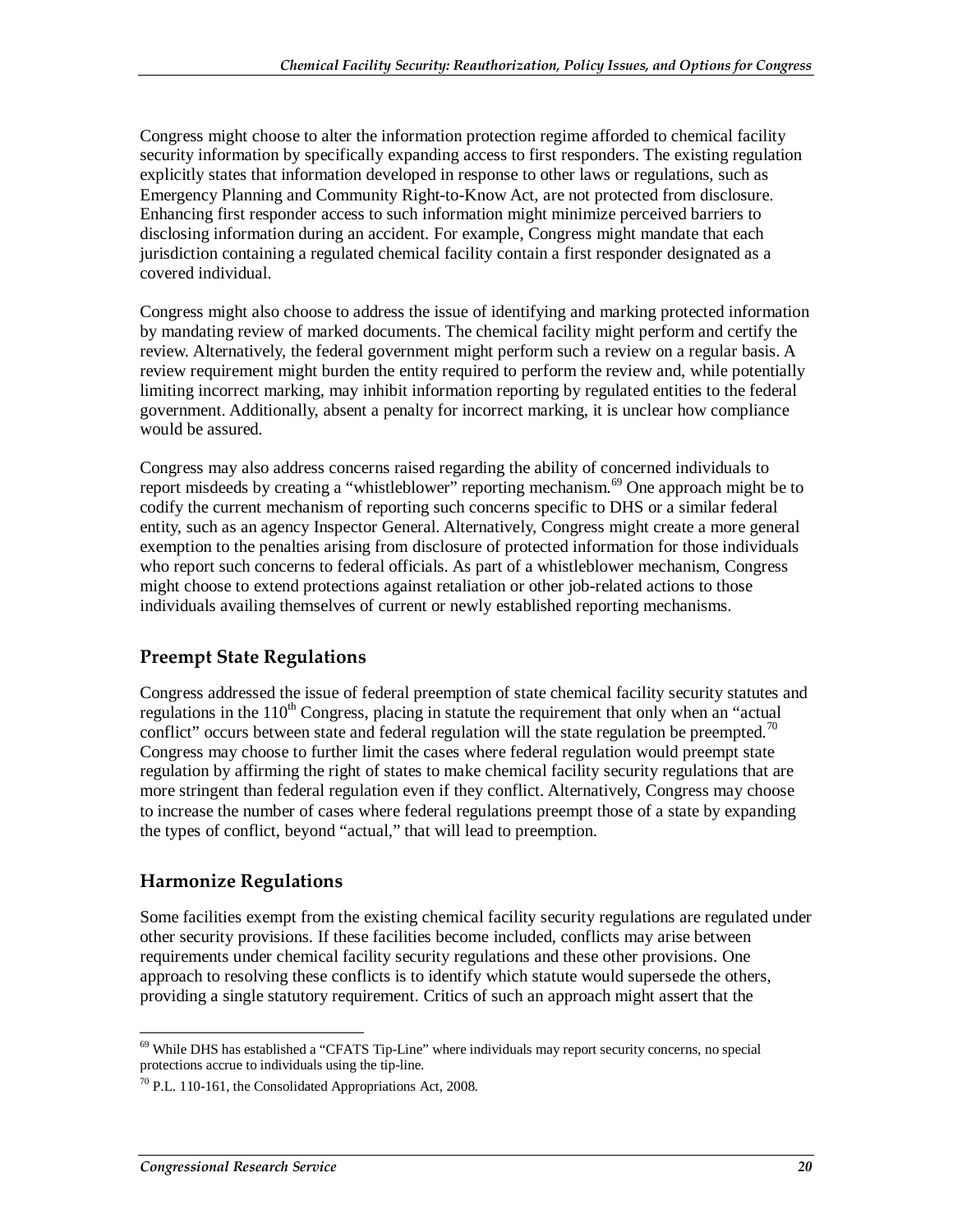Congress might choose to alter the information protection regime afforded to chemical facility security information by specifically expanding access to first responders. The existing regulation explicitly states that information developed in response to other laws or regulations, such as Emergency Planning and Community Right-to-Know Act, are not protected from disclosure. Enhancing first responder access to such information might minimize perceived barriers to disclosing information during an accident. For example, Congress might mandate that each jurisdiction containing a regulated chemical facility contain a first responder designated as a covered individual.

Congress might also choose to address the issue of identifying and marking protected information by mandating review of marked documents. The chemical facility might perform and certify the review. Alternatively, the federal government might perform such a review on a regular basis. A review requirement might burden the entity required to perform the review and, while potentially limiting incorrect marking, may inhibit information reporting by regulated entities to the federal government. Additionally, absent a penalty for incorrect marking, it is unclear how compliance would be assured.

Congress may also address concerns raised regarding the ability of concerned individuals to report misdeeds by creating a "whistleblower" reporting mechanism.[69] One approach might be to codify the current mechanism of reporting such concerns specific to DHS or a similar federal entity, such as an agency Inspector General. Alternatively, Congress might create a more general exemption to the penalties arising from disclosure of protected information for those individuals who report such concerns to federal officials. As part of a whistleblower mechanism, Congress might choose to extend protections against retaliation or other job-related actions to those individuals availing themselves of current or newly established reporting mechanisms.

## Preempt State Regulations

Congress addressed the issue of federal preemption of state chemical facility security statutes and regulations in the 110th Congress, placing in statute the requirement that only when an "actual conflict" occurs between state and federal regulation will the state regulation be preempted.[70] Congress may choose to further limit the cases where federal regulation would preempt state regulation by affirming the right of states to make chemical facility security regulations that are more stringent than federal regulation even if they conflict. Alternatively, Congress may choose to increase the number of cases where federal regulations preempt those of a state by expanding the types of conflict, beyond "actual," that will lead to preemption.

## Harmonize Regulations

Some facilities exempt from the existing chemical facility security regulations are regulated under other security provisions. If these facilities become included, conflicts may arise between requirements under chemical facility security regulations and these other provisions. One approach to resolving these conflicts is to identify which statute would supersede the others, providing a single statutory requirement. Critics of such an approach might assert that the

---

[69] While DHS has established a "CFATS Tip-Line" where individuals may report security concerns, no special protections accrue to individuals using the tip-line.

[70] P.L. 110-161, the Consolidated Appropriations Act, 2008.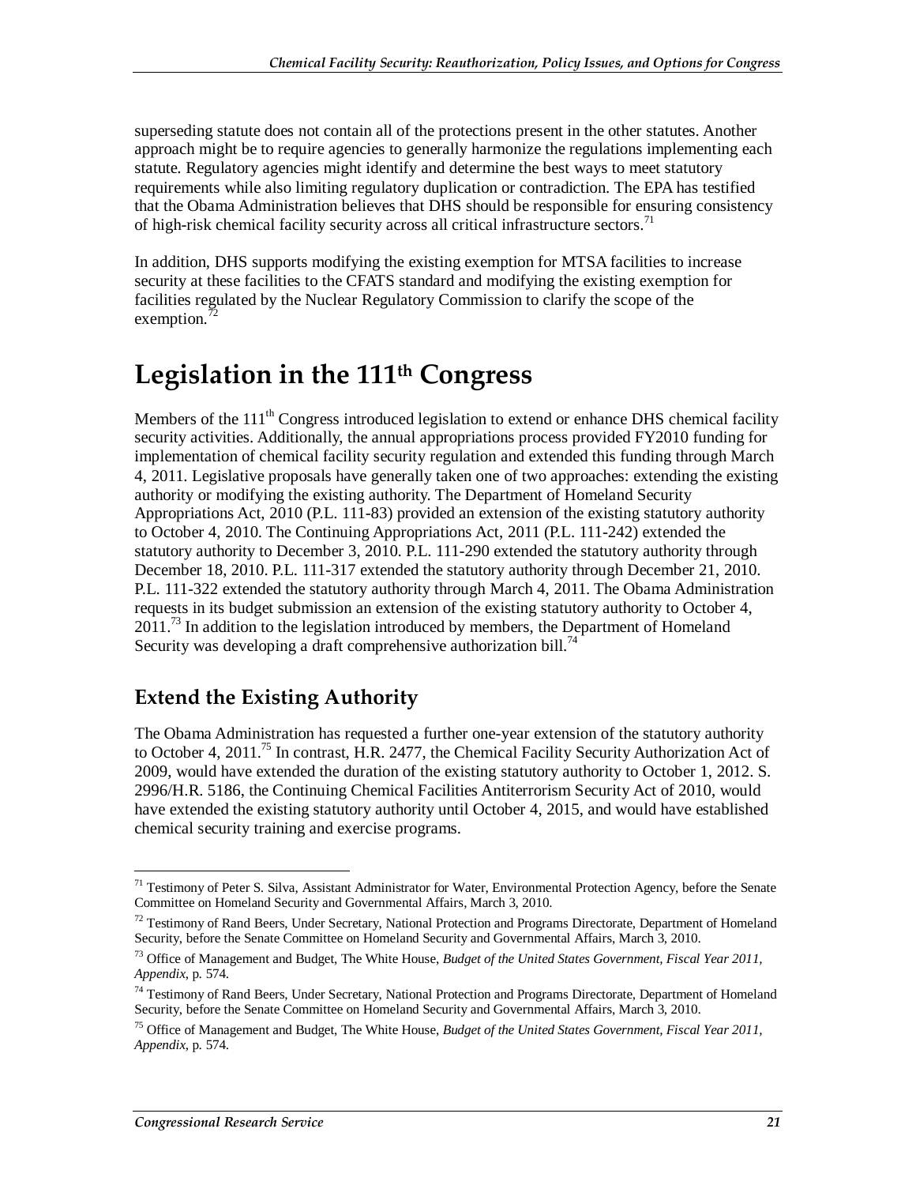superseding statute does not contain all of the protections present in the other statutes. Another approach might be to require agencies to generally harmonize the regulations implementing each statute. Regulatory agencies might identify and determine the best ways to meet statutory requirements while also limiting regulatory duplication or contradiction. The EPA has testified that the Obama Administration believes that DHS should be responsible for ensuring consistency of high-risk chemical facility security across all critical infrastructure sectors.[71]

In addition, DHS supports modifying the existing exemption for MTSA facilities to increase security at these facilities to the CFATS standard and modifying the existing exemption for facilities regulated by the Nuclear Regulatory Commission to clarify the scope of the exemption.[72]

# Legislation in the 111th Congress

Members of the 111th Congress introduced legislation to extend or enhance DHS chemical facility security activities. Additionally, the annual appropriations process provided FY2010 funding for implementation of chemical facility security regulation and extended this funding through March 4, 2011. Legislative proposals have generally taken one of two approaches: extending the existing authority or modifying the existing authority. The Department of Homeland Security Appropriations Act, 2010 (P.L. 111-83) provided an extension of the existing statutory authority to October 4, 2010. The Continuing Appropriations Act, 2011 (P.L. 111-242) extended the statutory authority to December 3, 2010. P.L. 111-290 extended the statutory authority through December 18, 2010. P.L. 111-317 extended the statutory authority through December 21, 2010. P.L. 111-322 extended the statutory authority through March 4, 2011. The Obama Administration requests in its budget submission an extension of the existing statutory authority to October 4, 2011.[73] In addition to the legislation introduced by members, the Department of Homeland Security was developing a draft comprehensive authorization bill.[74]

## Extend the Existing Authority

The Obama Administration has requested a further one-year extension of the statutory authority to October 4, 2011.[75] In contrast, H.R. 2477, the Chemical Facility Security Authorization Act of 2009, would have extended the duration of the existing statutory authority to October 1, 2012. S. 2996/H.R. 5186, the Continuing Chemical Facilities Antiterrorism Security Act of 2010, would have extended the existing statutory authority until October 4, 2015, and would have established chemical security training and exercise programs.

---

[71] Testimony of Peter S. Silva, Assistant Administrator for Water, Environmental Protection Agency, before the Senate Committee on Homeland Security and Governmental Affairs, March 3, 2010.

[72] Testimony of Rand Beers, Under Secretary, National Protection and Programs Directorate, Department of Homeland Security, before the Senate Committee on Homeland Security and Governmental Affairs, March 3, 2010.

[73] Office of Management and Budget, The White House, *Budget of the United States Government, Fiscal Year 2011, Appendix*, p. 574.

[74] Testimony of Rand Beers, Under Secretary, National Protection and Programs Directorate, Department of Homeland Security, before the Senate Committee on Homeland Security and Governmental Affairs, March 3, 2010.

[75] Office of Management and Budget, The White House, *Budget of the United States Government, Fiscal Year 2011, Appendix*, p. 574.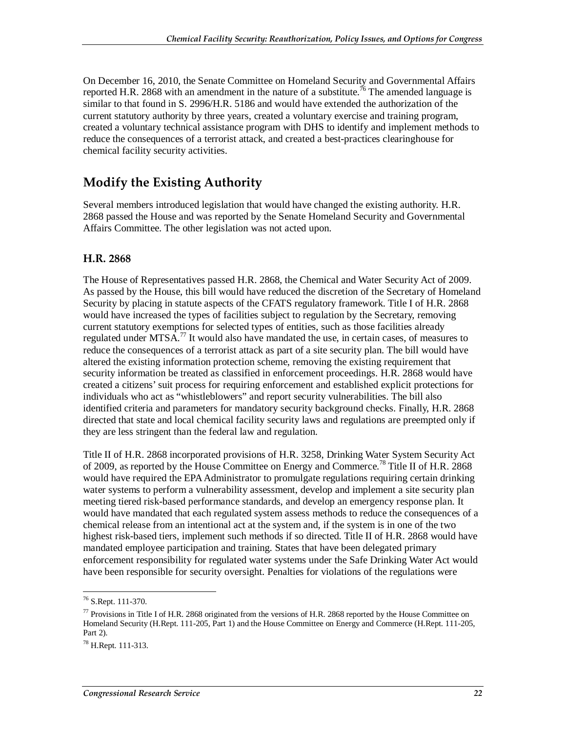On December 16, 2010, the Senate Committee on Homeland Security and Governmental Affairs reported H.R. 2868 with an amendment in the nature of a substitute.[76] The amended language is similar to that found in S. 2996/H.R. 5186 and would have extended the authorization of the current statutory authority by three years, created a voluntary exercise and training program, created a voluntary technical assistance program with DHS to identify and implement methods to reduce the consequences of a terrorist attack, and created a best-practices clearinghouse for chemical facility security activities.

## Modify the Existing Authority

Several members introduced legislation that would have changed the existing authority. H.R. 2868 passed the House and was reported by the Senate Homeland Security and Governmental Affairs Committee. The other legislation was not acted upon.

### H.R. 2868

The House of Representatives passed H.R. 2868, the Chemical and Water Security Act of 2009. As passed by the House, this bill would have reduced the discretion of the Secretary of Homeland Security by placing in statute aspects of the CFATS regulatory framework. Title I of H.R. 2868 would have increased the types of facilities subject to regulation by the Secretary, removing current statutory exemptions for selected types of entities, such as those facilities already regulated under MTSA.[77] It would also have mandated the use, in certain cases, of measures to reduce the consequences of a terrorist attack as part of a site security plan. The bill would have altered the existing information protection scheme, removing the existing requirement that security information be treated as classified in enforcement proceedings. H.R. 2868 would have created a citizens' suit process for requiring enforcement and established explicit protections for individuals who act as "whistleblowers" and report security vulnerabilities. The bill also identified criteria and parameters for mandatory security background checks. Finally, H.R. 2868 directed that state and local chemical facility security laws and regulations are preempted only if they are less stringent than the federal law and regulation.

Title II of H.R. 2868 incorporated provisions of H.R. 3258, Drinking Water System Security Act of 2009, as reported by the House Committee on Energy and Commerce.[78] Title II of H.R. 2868 would have required the EPA Administrator to promulgate regulations requiring certain drinking water systems to perform a vulnerability assessment, develop and implement a site security plan meeting tiered risk-based performance standards, and develop an emergency response plan. It would have mandated that each regulated system assess methods to reduce the consequences of a chemical release from an intentional act at the system and, if the system is in one of the two highest risk-based tiers, implement such methods if so directed. Title II of H.R. 2868 would have mandated employee participation and training. States that have been delegated primary enforcement responsibility for regulated water systems under the Safe Drinking Water Act would have been responsible for security oversight. Penalties for violations of the regulations were

---

[76] S.Rept. 111-370.

[77] Provisions in Title I of H.R. 2868 originated from the versions of H.R. 2868 reported by the House Committee on Homeland Security (H.Rept. 111-205, Part 1) and the House Committee on Energy and Commerce (H.Rept. 111-205, Part 2).

[78] H.Rept. 111-313.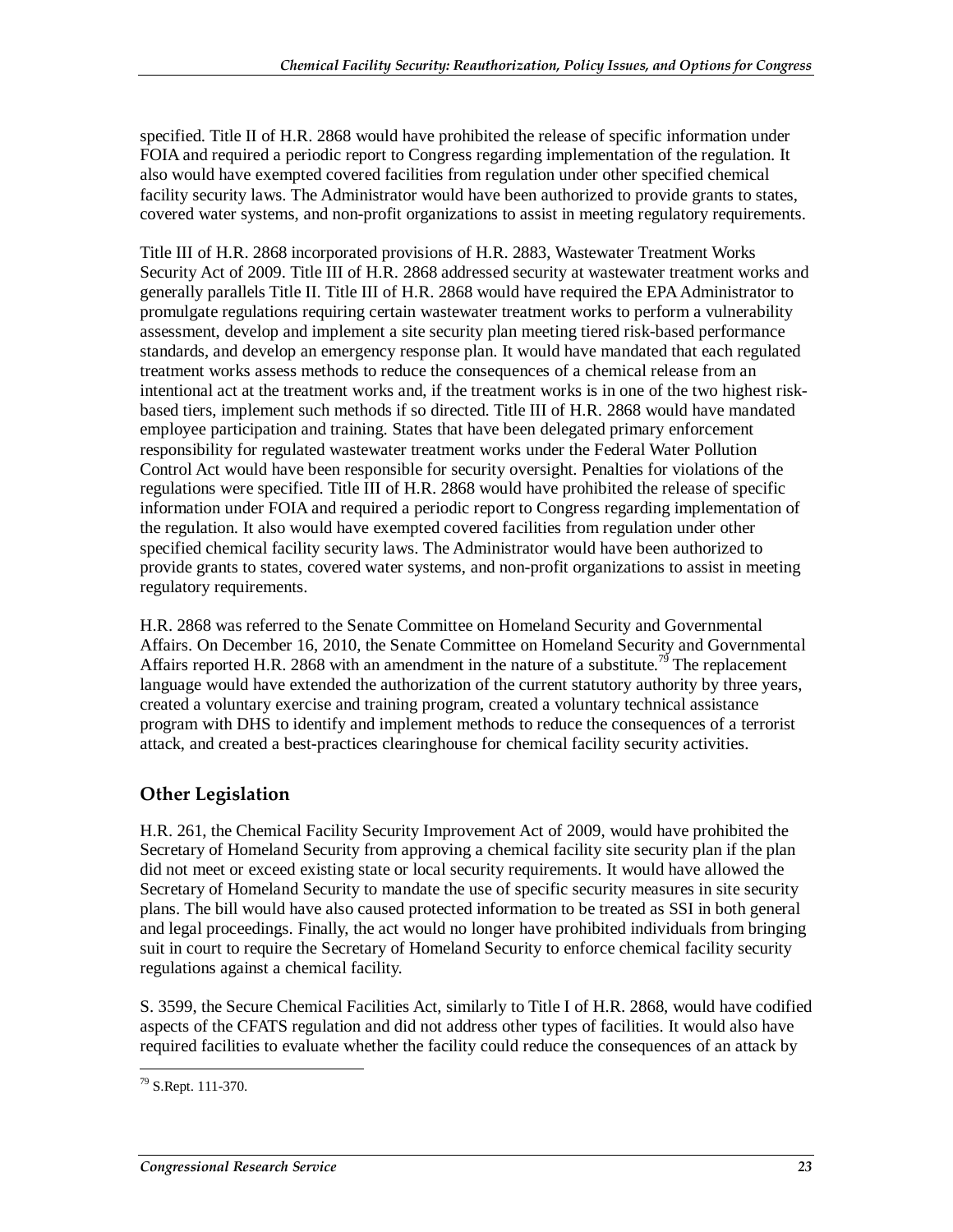specified. Title II of H.R. 2868 would have prohibited the release of specific information under FOIA and required a periodic report to Congress regarding implementation of the regulation. It also would have exempted covered facilities from regulation under other specified chemical facility security laws. The Administrator would have been authorized to provide grants to states, covered water systems, and non-profit organizations to assist in meeting regulatory requirements.

Title III of H.R. 2868 incorporated provisions of H.R. 2883, Wastewater Treatment Works Security Act of 2009. Title III of H.R. 2868 addressed security at wastewater treatment works and generally parallels Title II. Title III of H.R. 2868 would have required the EPA Administrator to promulgate regulations requiring certain wastewater treatment works to perform a vulnerability assessment, develop and implement a site security plan meeting tiered risk-based performance standards, and develop an emergency response plan. It would have mandated that each regulated treatment works assess methods to reduce the consequences of a chemical release from an intentional act at the treatment works and, if the treatment works is in one of the two highest risk-based tiers, implement such methods if so directed. Title III of H.R. 2868 would have mandated employee participation and training. States that have been delegated primary enforcement responsibility for regulated wastewater treatment works under the Federal Water Pollution Control Act would have been responsible for security oversight. Penalties for violations of the regulations were specified. Title III of H.R. 2868 would have prohibited the release of specific information under FOIA and required a periodic report to Congress regarding implementation of the regulation. It also would have exempted covered facilities from regulation under other specified chemical facility security laws. The Administrator would have been authorized to provide grants to states, covered water systems, and non-profit organizations to assist in meeting regulatory requirements.

H.R. 2868 was referred to the Senate Committee on Homeland Security and Governmental Affairs. On December 16, 2010, the Senate Committee on Homeland Security and Governmental Affairs reported H.R. 2868 with an amendment in the nature of a substitute.[79] The replacement language would have extended the authorization of the current statutory authority by three years, created a voluntary exercise and training program, created a voluntary technical assistance program with DHS to identify and implement methods to reduce the consequences of a terrorist attack, and created a best-practices clearinghouse for chemical facility security activities.

## Other Legislation

H.R. 261, the Chemical Facility Security Improvement Act of 2009, would have prohibited the Secretary of Homeland Security from approving a chemical facility site security plan if the plan did not meet or exceed existing state or local security requirements. It would have allowed the Secretary of Homeland Security to mandate the use of specific security measures in site security plans. The bill would have also caused protected information to be treated as SSI in both general and legal proceedings. Finally, the act would no longer have prohibited individuals from bringing suit in court to require the Secretary of Homeland Security to enforce chemical facility security regulations against a chemical facility.

S. 3599, the Secure Chemical Facilities Act, similarly to Title I of H.R. 2868, would have codified aspects of the CFATS regulation and did not address other types of facilities. It would also have required facilities to evaluate whether the facility could reduce the consequences of an attack by

---

[79] S.Rept. 111-370.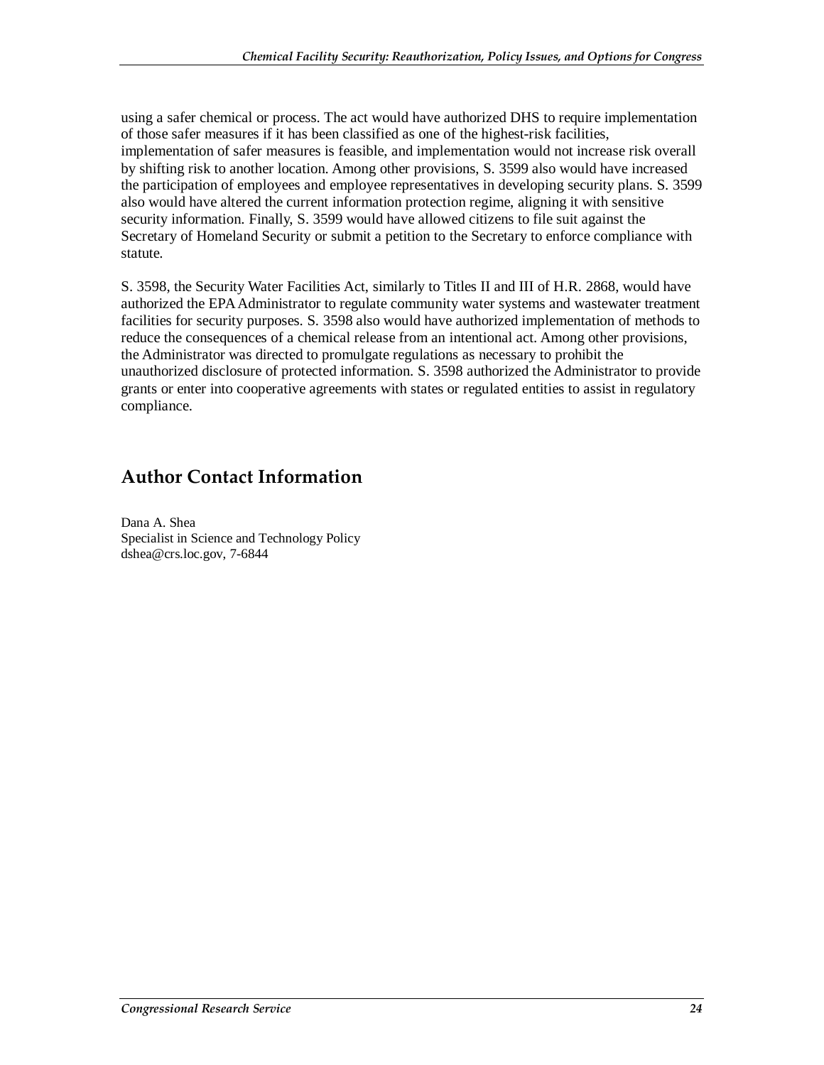using a safer chemical or process. The act would have authorized DHS to require implementation of those safer measures if it has been classified as one of the highest-risk facilities, implementation of safer measures is feasible, and implementation would not increase risk overall by shifting risk to another location. Among other provisions, S. 3599 also would have increased the participation of employees and employee representatives in developing security plans. S. 3599 also would have altered the current information protection regime, aligning it with sensitive security information. Finally, S. 3599 would have allowed citizens to file suit against the Secretary of Homeland Security or submit a petition to the Secretary to enforce compliance with statute.

S. 3598, the Security Water Facilities Act, similarly to Titles II and III of H.R. 2868, would have authorized the EPA Administrator to regulate community water systems and wastewater treatment facilities for security purposes. S. 3598 also would have authorized implementation of methods to reduce the consequences of a chemical release from an intentional act. Among other provisions, the Administrator was directed to promulgate regulations as necessary to prohibit the unauthorized disclosure of protected information. S. 3598 authorized the Administrator to provide grants or enter into cooperative agreements with states or regulated entities to assist in regulatory compliance.

## Author Contact Information

Dana A. Shea
Specialist in Science and Technology Policy
dshea@crs.loc.gov, 7-6844